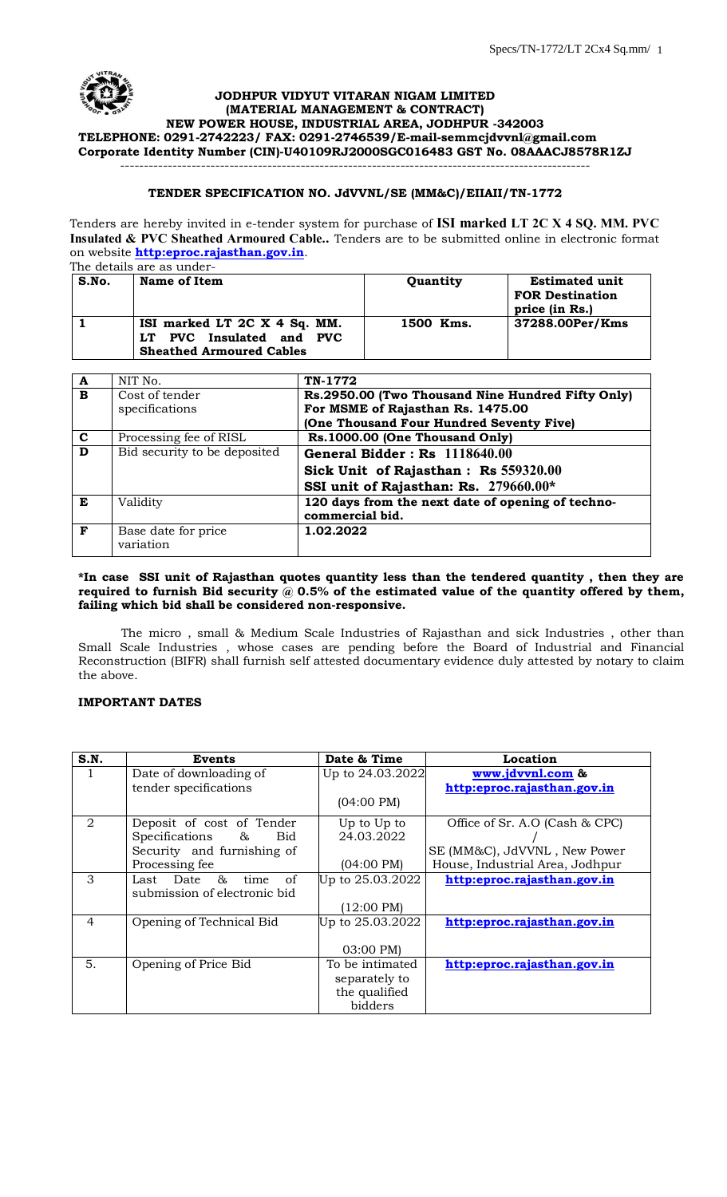# JODHPUR VIDYUT VITARAN NIGAM LIMITED
## (MATERIAL MANAGEMENT & CONTRACT)
**NEW POWER HOUSE, INDUSTRIAL AREA, JODHPUR -342003**
**TELEPHONE: 0291-2742223/ FAX: 0291-2746539/E-mail-semmcjdvvnl@gmail.com**
**Corporate Identity Number (CIN)-U40109RJ2000SGC016483 GST No. 08AAACJ8578R1ZJ**

---

**TENDER SPECIFICATION NO. JdVVNL/SE (MM&C)/EIIAII/TN-1772**

Tenders are hereby invited in e-tender system for purchase of **ISI marked LT 2C X 4 SQ. MM. PVC Insulated & PVC Sheathed Armoured Cable..** Tenders are to be submitted online in electronic format on website **http:eproc.rajasthan.gov.in**.

The details are as under-

| S.No. | Name of Item | Quantity | Estimated unit FOR Destination price (in Rs.) |
|---|---|---|---|
| 1 | ISI marked LT 2C X 4 Sq. MM. LT PVC Insulated and PVC Sheathed Armoured Cables | 1500 Kms. | 37288.00Per/Kms |

| | | |
|---|---|---|
| **A** | NIT No. | **TN-1772** |
| **B** | Cost of tender specifications | **Rs.2950.00 (Two Thousand Nine Hundred Fifty Only) For MSME of Rajasthan Rs. 1475.00 (One Thousand Four Hundred Seventy Five)** |
| **C** | Processing fee of RISL | **Rs.1000.00 (One Thousand Only)** |
| **D** | Bid security to be deposited | **General Bidder : Rs 1118640.00**<br>**Sick Unit of Rajasthan : Rs 559320.00**<br>**SSI unit of Rajasthan: Rs. 279660.00*** |
| **E** | Validity | **120 days from the next date of opening of techno-commercial bid.** |
| **F** | Base date for price variation | **1.02.2022** |

***In case SSI unit of Rajasthan quotes quantity less than the tendered quantity , then they are required to furnish Bid security @ 0.5% of the estimated value of the quantity offered by them, failing which bid shall be considered non-responsive.**

The micro , small & Medium Scale Industries of Rajasthan and sick Industries , other than Small Scale Industries , whose cases are pending before the Board of Industrial and Financial Reconstruction (BIFR) shall furnish self attested documentary evidence duly attested by notary to claim the above.

**IMPORTANT DATES**

| S.N. | Events | Date & Time | Location |
|---|---|---|---|
| 1 | Date of downloading of tender specifications | Up to 24.03.2022 (04:00 PM) | **www.jdvvnl.com & http:eproc.rajasthan.gov.in** |
| 2 | Deposit of cost of Tender Specifications & Bid Security and furnishing of Processing fee | Up to Up to 24.03.2022 (04:00 PM) | Office of Sr. A.O (Cash & CPC) / SE (MM&C), JdVVNL , New Power House, Industrial Area, Jodhpur |
| 3 | Last Date & time of submission of electronic bid | Up to 25.03.2022 (12:00 PM) | **http:eproc.rajasthan.gov.in** |
| 4 | Opening of Technical Bid | Up to 25.03.2022 03:00 PM) | **http:eproc.rajasthan.gov.in** |
| 5. | Opening of Price Bid | To be intimated separately to the qualified bidders | **http:eproc.rajasthan.gov.in** |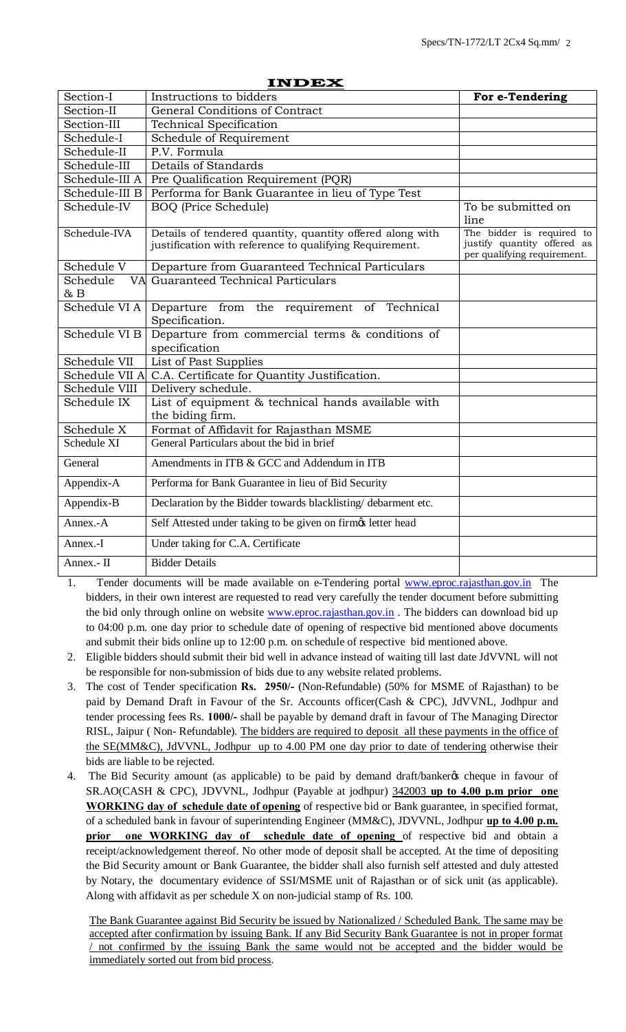# INDEX

| Section-I | Instructions to bidders | For e-Tendering |
|---|---|---|
| Section-II | General Conditions of Contract | |
| Section-III | Technical Specification | |
| Schedule-I | Schedule of Requirement | |
| Schedule-II | P.V. Formula | |
| Schedule-III | Details of Standards | |
| Schedule-III A | Pre Qualification Requirement (PQR) | |
| Schedule-III B | Performa for Bank Guarantee in lieu of Type Test | |
| Schedule-IV | BOQ (Price Schedule) | To be submitted on line |
| Schedule-IVA | Details of tendered quantity, quantity offered along with justification with reference to qualifying Requirement. | The bidder is required to justify quantity offered as per qualifying requirement. |
| Schedule V | Departure from Guaranteed Technical Particulars | |
| Schedule VA & B | Guaranteed Technical Particulars | |
| Schedule VI A | Departure from the requirement of Technical Specification. | |
| Schedule VI B | Departure from commercial terms & conditions of specification | |
| Schedule VII | List of Past Supplies | |
| Schedule VII A | C.A. Certificate for Quantity Justification. | |
| Schedule VIII | Delivery schedule. | |
| Schedule IX | List of equipment & technical hands available with the biding firm. | |
| Schedule X | Format of Affidavit for Rajasthan MSME | |
| Schedule XI | General Particulars about the bid in brief | |
| General | Amendments in ITB & GCC and Addendum in ITB | |
| Appendix-A | Performa for Bank Guarantee in lieu of Bid Security | |
| Appendix-B | Declaration by the Bidder towards blacklisting/ debarment etc. | |
| Annex.-A | Self Attested under taking to be given on firm's letter head | |
| Annex.-I | Under taking for C.A. Certificate | |
| Annex.- II | Bidder Details | |

1. Tender documents will be made available on e-Tendering portal www.eproc.rajasthan.gov.in The bidders, in their own interest are requested to read very carefully the tender document before submitting the bid only through online on website www.eproc.rajasthan.gov.in . The bidders can download bid up to 04:00 p.m. one day prior to schedule date of opening of respective bid mentioned above documents and submit their bids online up to 12:00 p.m. on schedule of respective bid mentioned above.
2. Eligible bidders should submit their bid well in advance instead of waiting till last date JdVVNL will not be responsible for non-submission of bids due to any website related problems.
3. The cost of Tender specification **Rs. 2950/-** (Non-Refundable) (50% for MSME of Rajasthan) to be paid by Demand Draft in Favour of the Sr. Accounts officer(Cash & CPC), JdVVNL, Jodhpur and tender processing fees Rs. **1000/-** shall be payable by demand draft in favour of The Managing Director RISL, Jaipur ( Non- Refundable). The bidders are required to deposit all these payments in the office of the SE(MM&C), JdVVNL, Jodhpur up to 4.00 PM one day prior to date of tendering otherwise their bids are liable to be rejected.
4. The Bid Security amount (as applicable) to be paid by demand draft/banker's cheque in favour of SR.AO(CASH & CPC), JDVVNL, Jodhpur (Payable at jodhpur) 342003 **up to 4.00 p.m prior one WORKING day of schedule date of opening** of respective bid or Bank guarantee, in specified format, of a scheduled bank in favour of superintending Engineer (MM&C), JDVVNL, Jodhpur **up to 4.00 p.m. prior one WORKING day of schedule date of opening** of respective bid and obtain a receipt/acknowledgement thereof. No other mode of deposit shall be accepted. At the time of depositing the Bid Security amount or Bank Guarantee, the bidder shall also furnish self attested and duly attested by Notary, the documentary evidence of SSI/MSME unit of Rajasthan or of sick unit (as applicable). Along with affidavit as per schedule X on non-judicial stamp of Rs. 100.

   The Bank Guarantee against Bid Security be issued by Nationalized / Scheduled Bank. The same may be accepted after confirmation by issuing Bank. If any Bid Security Bank Guarantee is not in proper format / not confirmed by the issuing Bank the same would not be accepted and the bidder would be immediately sorted out from bid process.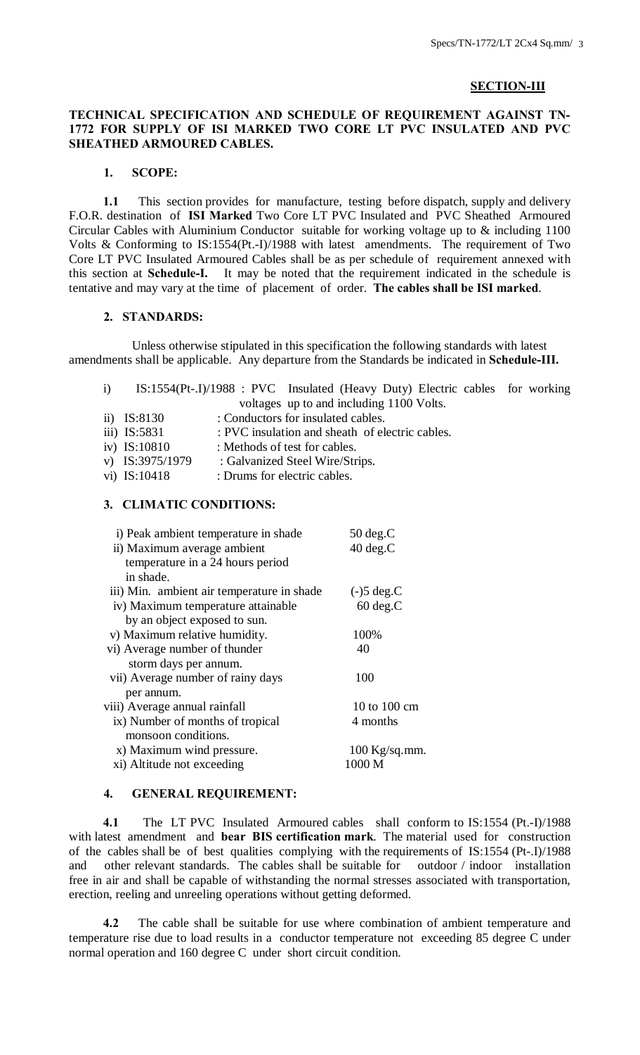## SECTION-III

### TECHNICAL SPECIFICATION AND SCHEDULE OF REQUIREMENT AGAINST TN-1772 FOR SUPPLY OF ISI MARKED TWO CORE LT PVC INSULATED AND PVC SHEATHED ARMOURED CABLES.

#### 1. SCOPE:

**1.1** This section provides for manufacture, testing before dispatch, supply and delivery F.O.R. destination of **ISI Marked** Two Core LT PVC Insulated and PVC Sheathed Armoured Circular Cables with Aluminium Conductor suitable for working voltage up to & including 1100 Volts & Conforming to IS:1554(Pt.-I)/1988 with latest amendments. The requirement of Two Core LT PVC Insulated Armoured Cables shall be as per schedule of requirement annexed with this section as **Schedule-I.** It may be noted that the requirement indicated in the schedule is tentative and may vary at the time of placement of order. **The cables shall be ISI marked**.

#### 2. STANDARDS:

Unless otherwise stipulated in this specification the following standards with latest amendments shall be applicable. Any departure from the Standards be indicated in **Schedule-III.**

i) IS:1554(Pt-.I)/1988 : PVC Insulated (Heavy Duty) Electric cables for working voltages up to and including 1100 Volts.
ii) IS:8130 : Conductors for insulated cables.
iii) IS:5831 : PVC insulation and sheath of electric cables.
iv) IS:10810 : Methods of test for cables.
v) IS:3975/1979 : Galvanized Steel Wire/Strips.
vi) IS:10418 : Drums for electric cables.

#### 3. CLIMATIC CONDITIONS:

| | |
|---|---|
| i) Peak ambient temperature in shade | 50 deg.C |
| ii) Maximum average ambient temperature in a 24 hours period in shade. | 40 deg.C |
| iii) Min. ambient air temperature in shade | (-)5 deg.C |
| iv) Maximum temperature attainable by an object exposed to sun. | 60 deg.C |
| v) Maximum relative humidity. | 100% |
| vi) Average number of thunder storm days per annum. | 40 |
| vii) Average number of rainy days per annum. | 100 |
| viii) Average annual rainfall | 10 to 100 cm |
| ix) Number of months of tropical monsoon conditions. | 4 months |
| x) Maximum wind pressure. | 100 Kg/sq.mm. |
| xi) Altitude not exceeding | 1000 M |

#### 4. GENERAL REQUIREMENT:

**4.1** The LT PVC Insulated Armoured cables shall conform to IS:1554 (Pt.-I)/1988 with latest amendment and **bear BIS certification mark**. The material used for construction of the cables shall be of best qualities complying with the requirements of IS:1554 (Pt-.I)/1988 and other relevant standards. The cables shall be suitable for outdoor / indoor installation free in air and shall be capable of withstanding the normal stresses associated with transportation, erection, reeling and unreeling operations without getting deformed.

**4.2** The cable shall be suitable for use where combination of ambient temperature and temperature rise due to load results in a conductor temperature not exceeding 85 degree C under normal operation and 160 degree C under short circuit condition.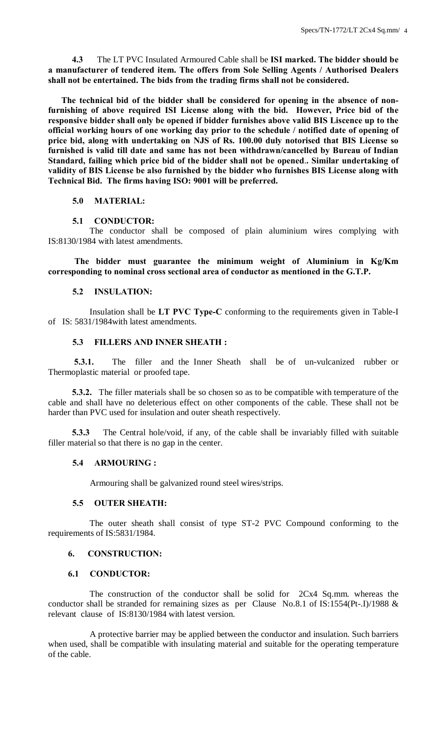**4.3** The LT PVC Insulated Armoured Cable shall be **ISI marked. The bidder should be a manufacturer of tendered item. The offers from Sole Selling Agents / Authorised Dealers shall not be entertained. The bids from the trading firms shall not be considered.**

**The technical bid of the bidder shall be considered for opening in the absence of non-furnishing of above required ISI License along with the bid. However, Price bid of the responsive bidder shall only be opened if bidder furnishes above valid BIS Liscence up to the official working hours of one working day prior to the schedule / notified date of opening of price bid, along with undertaking on NJS of Rs. 100.00 duly notorised that BIS License so furnished is valid till date and same has not been withdrawn/cancelled by Bureau of Indian Standard, failing which price bid of the bidder shall not be opened.. Similar undertaking of validity of BIS License be also furnished by the bidder who furnishes BIS License along with Technical Bid. The firms having ISO: 9001 will be preferred.**

## 5.0 MATERIAL:

### 5.1 CONDUCTOR:

The conductor shall be composed of plain aluminium wires complying with IS:8130/1984 with latest amendments.

**The bidder must guarantee the minimum weight of Aluminium in Kg/Km corresponding to nominal cross sectional area of conductor as mentioned in the G.T.P.**

### 5.2 INSULATION:

Insulation shall be **LT PVC Type-C** conforming to the requirements given in Table-I of IS: 5831/1984with latest amendments.

### 5.3 FILLERS AND INNER SHEATH :

**5.3.1.** The filler and the Inner Sheath shall be of un-vulcanized rubber or Thermoplastic material or proofed tape.

**5.3.2.** The filler materials shall be so chosen so as to be compatible with temperature of the cable and shall have no deleterious effect on other components of the cable. These shall not be harder than PVC used for insulation and outer sheath respectively.

**5.3.3** The Central hole/void, if any, of the cable shall be invariably filled with suitable filler material so that there is no gap in the center.

### 5.4 ARMOURING :

Armouring shall be galvanized round steel wires/strips.

### 5.5 OUTER SHEATH:

The outer sheath shall consist of type ST-2 PVC Compound conforming to the requirements of IS:5831/1984.

## 6. CONSTRUCTION:

### 6.1 CONDUCTOR:

The construction of the conductor shall be solid for 2Cx4 Sq.mm. whereas the conductor shall be stranded for remaining sizes as per Clause No.8.1 of IS:1554(Pt-.I)/1988 & relevant clause of IS:8130/1984 with latest version.

A protective barrier may be applied between the conductor and insulation. Such barriers when used, shall be compatible with insulating material and suitable for the operating temperature of the cable.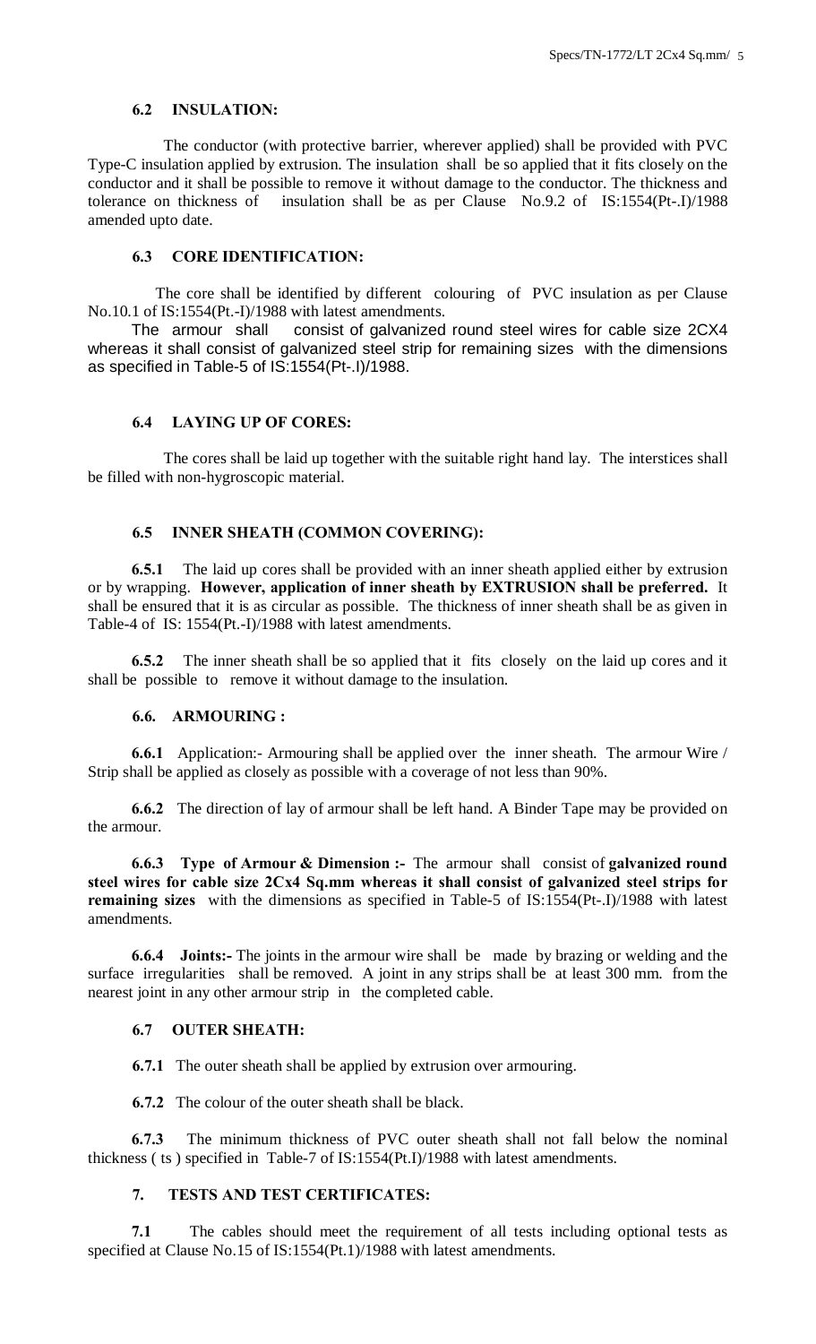### 6.2 INSULATION:

The conductor (with protective barrier, wherever applied) shall be provided with PVC Type-C insulation applied by extrusion. The insulation shall be so applied that it fits closely on the conductor and it shall be possible to remove it without damage to the conductor. The thickness and tolerance on thickness of insulation shall be as per Clause No.9.2 of IS:1554(Pt-.I)/1988 amended upto date.

### 6.3 CORE IDENTIFICATION:

The core shall be identified by different colouring of PVC insulation as per Clause No.10.1 of IS:1554(Pt.-I)/1988 with latest amendments.

The armour shall consist of galvanized round steel wires for cable size 2CX4 whereas it shall consist of galvanized steel strip for remaining sizes with the dimensions as specified in Table-5 of IS:1554(Pt-.I)/1988.

### 6.4 LAYING UP OF CORES:

The cores shall be laid up together with the suitable right hand lay. The interstices shall be filled with non-hygroscopic material.

### 6.5 INNER SHEATH (COMMON COVERING):

**6.5.1** The laid up cores shall be provided with an inner sheath applied either by extrusion or by wrapping. **However, application of inner sheath by EXTRUSION shall be preferred.** It shall be ensured that it is as circular as possible. The thickness of inner sheath shall be as given in Table-4 of IS: 1554(Pt.-I)/1988 with latest amendments.

**6.5.2** The inner sheath shall be so applied that it fits closely on the laid up cores and it shall be possible to remove it without damage to the insulation.

### 6.6. ARMOURING :

**6.6.1** Application:- Armouring shall be applied over the inner sheath. The armour Wire / Strip shall be applied as closely as possible with a coverage of not less than 90%.

**6.6.2** The direction of lay of armour shall be left hand. A Binder Tape may be provided on the armour.

**6.6.3 Type of Armour & Dimension :-** The armour shall consist of **galvanized round steel wires for cable size 2Cx4 Sq.mm whereas it shall consist of galvanized steel strips for remaining sizes** with the dimensions as specified in Table-5 of IS:1554(Pt-.I)/1988 with latest amendments.

**6.6.4 Joints:-** The joints in the armour wire shall be made by brazing or welding and the surface irregularities shall be removed. A joint in any strips shall be at least 300 mm. from the nearest joint in any other armour strip in the completed cable.

### 6.7 OUTER SHEATH:

**6.7.1** The outer sheath shall be applied by extrusion over armouring.

**6.7.2** The colour of the outer sheath shall be black.

**6.7.3** The minimum thickness of PVC outer sheath shall not fall below the nominal thickness ( ts ) specified in Table-7 of IS:1554(Pt.I)/1988 with latest amendments.

## 7. TESTS AND TEST CERTIFICATES:

**7.1** The cables should meet the requirement of all tests including optional tests as specified at Clause No.15 of IS:1554(Pt.1)/1988 with latest amendments.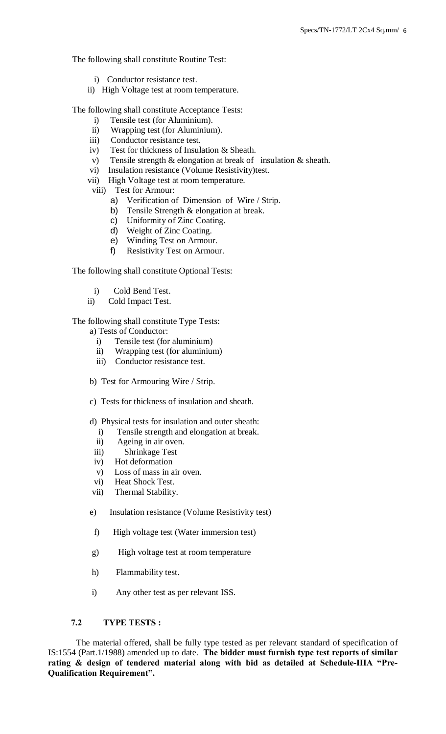The following shall constitute Routine Test:

i) Conductor resistance test.
ii) High Voltage test at room temperature.

The following shall constitute Acceptance Tests:

i) Tensile test (for Aluminium).
ii) Wrapping test (for Aluminium).
iii) Conductor resistance test.
iv) Test for thickness of Insulation & Sheath.
v) Tensile strength & elongation at break of insulation & sheath.
vi) Insulation resistance (Volume Resistivity)test.
vii) High Voltage test at room temperature.
viii) Test for Armour:
   a) Verification of Dimension of Wire / Strip.
   b) Tensile Strength & elongation at break.
   c) Uniformity of Zinc Coating.
   d) Weight of Zinc Coating.
   e) Winding Test on Armour.
   f) Resistivity Test on Armour.

The following shall constitute Optional Tests:

i) Cold Bend Test.
ii) Cold Impact Test.

The following shall constitute Type Tests:

a) Tests of Conductor:
   i) Tensile test (for aluminium)
   ii) Wrapping test (for aluminium)
   iii) Conductor resistance test.

b) Test for Armouring Wire / Strip.

c) Tests for thickness of insulation and sheath.

d) Physical tests for insulation and outer sheath:
   i) Tensile strength and elongation at break.
   ii) Ageing in air oven.
   iii) Shrinkage Test
   iv) Hot deformation
   v) Loss of mass in air oven.
   vi) Heat Shock Test.
   vii) Thermal Stability.

e) Insulation resistance (Volume Resistivity test)

f) High voltage test (Water immersion test)

g) High voltage test at room temperature

h) Flammability test.

i) Any other test as per relevant ISS.

### 7.2 TYPE TESTS :

The material offered, shall be fully type tested as per relevant standard of specification of IS:1554 (Part.1/1988) amended up to date. **The bidder must furnish type test reports of similar rating & design of tendered material along with bid as detailed at Schedule-IIIA "Pre-Qualification Requirement".**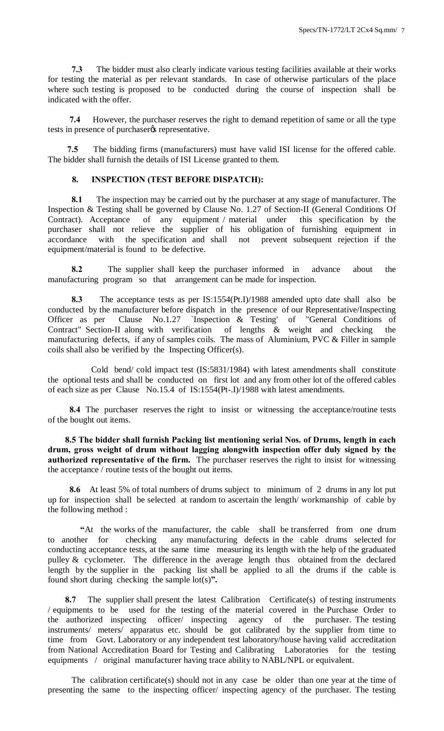**7.3** The bidder must also clearly indicate various testing facilities available at their works for testing the material as per relevant standards. In case of otherwise particulars of the place where such testing is proposed to be conducted during the course of inspection shall be indicated with the offer.

**7.4** However, the purchaser reserves the right to demand repetition of same or all the type tests in presence of purchaserǿs representative.

**7.5** The bidding firms (manufacturers) must have valid ISI license for the offered cable. The bidder shall furnish the details of ISI License granted to them.

## 8. INSPECTION (TEST BEFORE DISPATCH):

**8.1** The inspection may be carried out by the purchaser at any stage of manufacturer. The Inspection & Testing shall be governed by Clause No. 1.27 of Section-II (General Conditions Of Contract). Acceptance of any equipment / material under this specification by the purchaser shall not relieve the supplier of his obligation of furnishing equipment in accordance with the specification and shall not prevent subsequent rejection if the equipment/material is found to be defective.

**8.2** The supplier shall keep the purchaser informed in advance about the manufacturing program so that arrangement can be made for inspection.

**8.3** The acceptance tests as per IS:1554(Pt.I)/1988 amended upto date shall also be conducted by the manufacturer before dispatch in the presence of our Representative/Inspecting Officer as per Clause No.1.27 `Inspection & Testing' of "General Conditions of Contract" Section-II along with verification of lengths & weight and checking the manufacturing defects, if any of samples coils. The mass of Aluminium, PVC & Filler in sample coils shall also be verified by the Inspecting Officer(s).

Cold bend/ cold impact test (IS:5831/1984) with latest amendments shall constitute the optional tests and shall be conducted on first lot and any from other lot of the offered cables of each size as per Clause No.15.4 of IS:1554(Pt-.I)/1988 with latest amendments.

**8.4** The purchaser reserves the right to insist or witnessing the acceptance/routine tests of the bought out items.

**8.5 The bidder shall furnish Packing list mentioning serial Nos. of Drums, length in each drum, gross weight of drum without lagging alongwith inspection offer duly signed by the authorized representative of the firm.** The purchaser reserves the right to insist for witnessing the acceptance / routine tests of the bought out items.

**8.6** At least 5% of total numbers of drums subject to minimum of 2 drums in any lot put up for inspection shall be selected at random to ascertain the length/ workmanship of cable by the following method :

**"**At the works of the manufacturer, the cable shall be transferred from one drum to another for checking any manufacturing defects in the cable drums selected for conducting acceptance tests, at the same time measuring its length with the help of the graduated pulley & cyclometer. The difference in the average length thus obtained from the declared length by the supplier in the packing list shall be applied to all the drums if the cable is found short during checking the sample lot(s)**".**

**8.7** The supplier shall present the latest Calibration Certificate(s) of testing instruments / equipments to be used for the testing of the material covered in the Purchase Order to the authorized inspecting officer/ inspecting agency of the purchaser. The testing instruments/ meters/ apparatus etc. should be got calibrated by the supplier from time to time from Govt. Laboratory or any independent test laboratory/house having valid accreditation from National Accreditation Board for Testing and Calibrating Laboratories for the testing equipments / original manufacturer having trace ability to NABL/NPL or equivalent.

The calibration certificate(s) should not in any case be older than one year at the time of presenting the same to the inspecting officer/ inspecting agency of the purchaser. The testing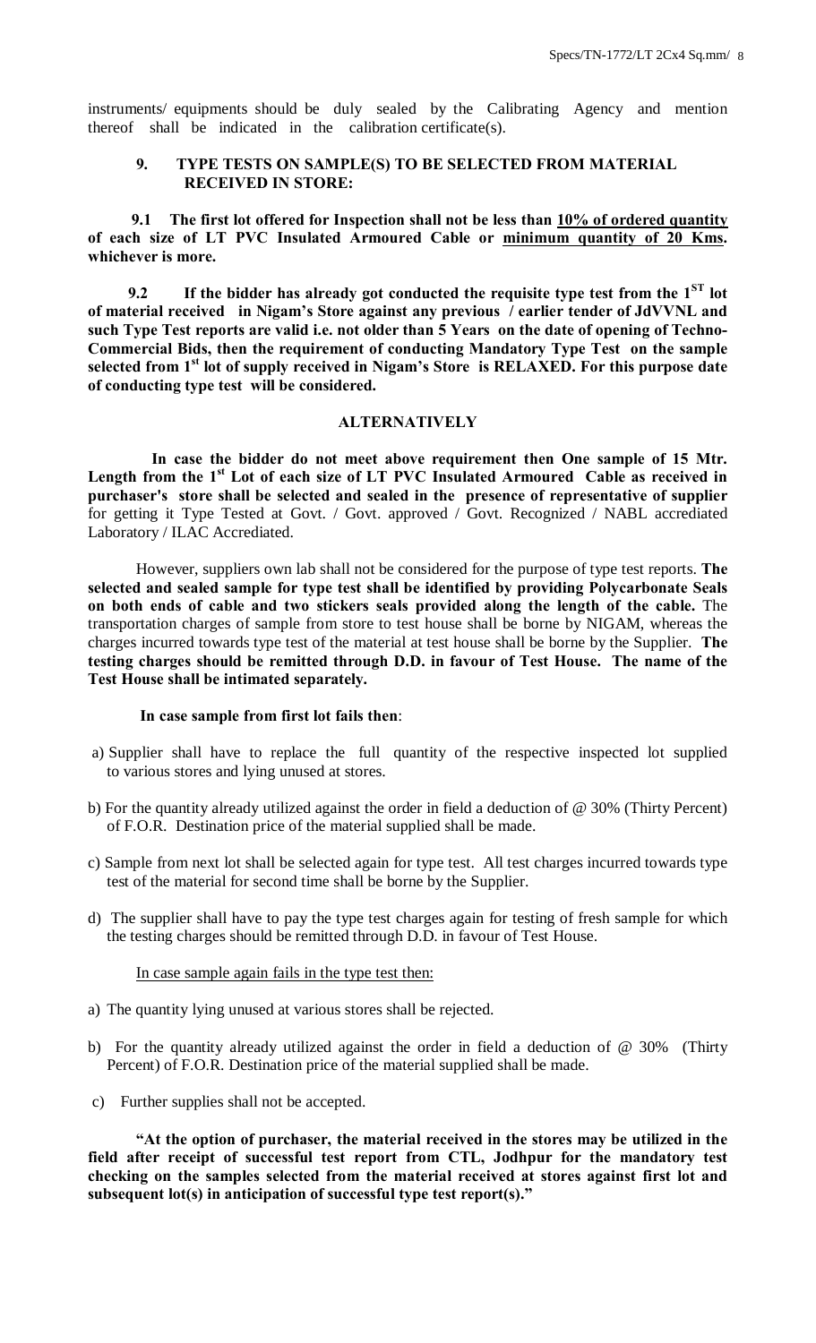instruments/ equipments should be duly sealed by the Calibrating Agency and mention thereof shall be indicated in the calibration certificate(s).

### 9. TYPE TESTS ON SAMPLE(S) TO BE SELECTED FROM MATERIAL RECEIVED IN STORE:

**9.1 The first lot offered for Inspection shall not be less than <u>10% of ordered quantity</u> of each size of LT PVC Insulated Armoured Cable or <u>minimum quantity of 20 Kms.</u> whichever is more.**

**9.2 If the bidder has already got conducted the requisite type test from the 1<sup>ST</sup> lot of material received in Nigam's Store against any previous / earlier tender of JdVVNL and such Type Test reports are valid i.e. not older than 5 Years on the date of opening of Techno-Commercial Bids, then the requirement of conducting Mandatory Type Test on the sample selected from 1<sup>st</sup> lot of supply received in Nigam's Store is RELAXED. For this purpose date of conducting type test will be considered.**

**ALTERNATIVELY**

**In case the bidder do not meet above requirement then One sample of 15 Mtr. Length from the 1<sup>st</sup> Lot of each size of LT PVC Insulated Armoured Cable as received in purchaser's store shall be selected and sealed in the presence of representative of supplier** for getting it Type Tested at Govt. / Govt. approved / Govt. Recognized / NABL accrediated Laboratory / ILAC Accrediated.

However, suppliers own lab shall not be considered for the purpose of type test reports. **The selected and sealed sample for type test shall be identified by providing Polycarbonate Seals on both ends of cable and two stickers seals provided along the length of the cable.** The transportation charges of sample from store to test house shall be borne by NIGAM, whereas the charges incurred towards type test of the material at test house shall be borne by the Supplier. **The testing charges should be remitted through D.D. in favour of Test House. The name of the Test House shall be intimated separately.**

**In case sample from first lot fails then**:

a) Supplier shall have to replace the full quantity of the respective inspected lot supplied to various stores and lying unused at stores.

b) For the quantity already utilized against the order in field a deduction of @ 30% (Thirty Percent) of F.O.R. Destination price of the material supplied shall be made.

c) Sample from next lot shall be selected again for type test. All test charges incurred towards type test of the material for second time shall be borne by the Supplier.

d) The supplier shall have to pay the type test charges again for testing of fresh sample for which the testing charges should be remitted through D.D. in favour of Test House.

<u>In case sample again fails in the type test then:</u>

a) The quantity lying unused at various stores shall be rejected.

b) For the quantity already utilized against the order in field a deduction of @ 30% (Thirty Percent) of F.O.R. Destination price of the material supplied shall be made.

c) Further supplies shall not be accepted.

**"At the option of purchaser, the material received in the stores may be utilized in the field after receipt of successful test report from CTL, Jodhpur for the mandatory test checking on the samples selected from the material received at stores against first lot and subsequent lot(s) in anticipation of successful type test report(s)."**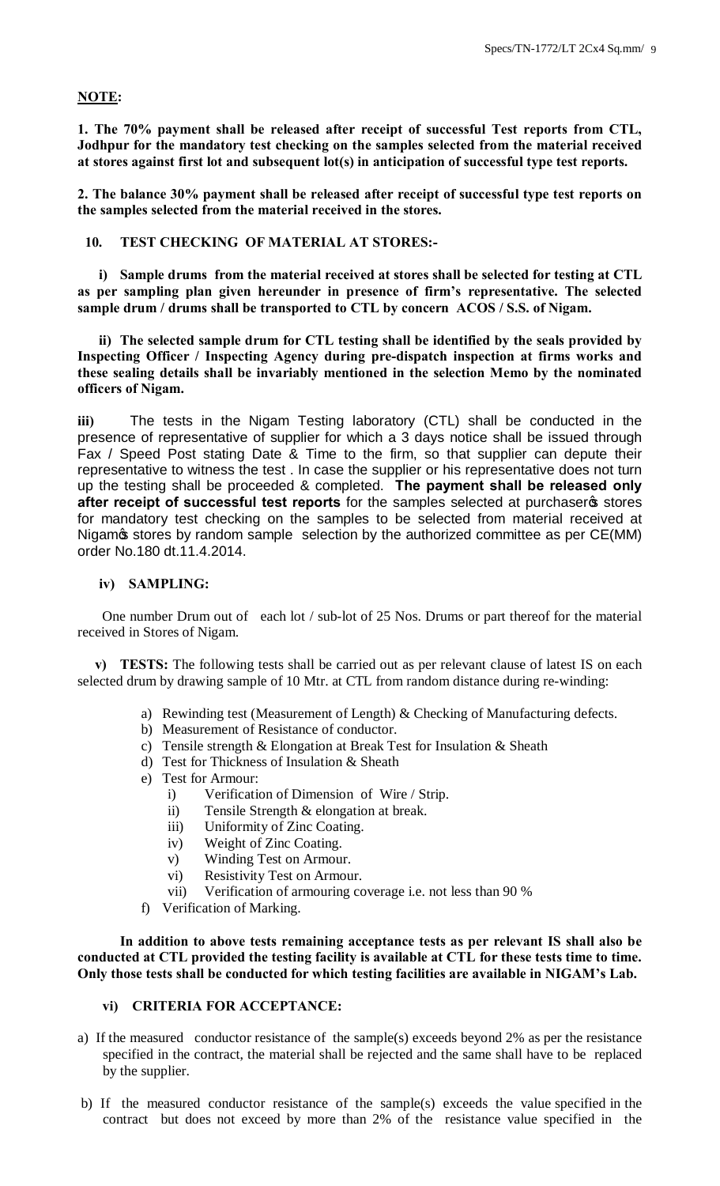**NOTE:**

**1. The 70% payment shall be released after receipt of successful Test reports from CTL, Jodhpur for the mandatory test checking on the samples selected from the material received at stores against first lot and subsequent lot(s) in anticipation of successful type test reports.**

**2. The balance 30% payment shall be released after receipt of successful type test reports on the samples selected from the material received in the stores.**

**10. TEST CHECKING OF MATERIAL AT STORES:-**

**i) Sample drums from the material received at stores shall be selected for testing at CTL as per sampling plan given hereunder in presence of firm's representative. The selected sample drum / drums shall be transported to CTL by concern ACOS / S.S. of Nigam.**

**ii) The selected sample drum for CTL testing shall be identified by the seals provided by Inspecting Officer / Inspecting Agency during pre-dispatch inspection at firms works and these sealing details shall be invariably mentioned in the selection Memo by the nominated officers of Nigam.**

**iii)** The tests in the Nigam Testing laboratory (CTL) shall be conducted in the presence of representative of supplier for which a 3 days notice shall be issued through Fax / Speed Post stating Date & Time to the firm, so that supplier can depute their representative to witness the test . In case the supplier or his representative does not turn up the testing shall be proceeded & completed. **The payment shall be released only after receipt of successful test reports** for the samples selected at purchaser's stores for mandatory test checking on the samples to be selected from material received at Nigam's stores by random sample selection by the authorized committee as per CE(MM) order No.180 dt.11.4.2014.

**iv) SAMPLING:**

One number Drum out of each lot / sub-lot of 25 Nos. Drums or part thereof for the material received in Stores of Nigam.

**v) TESTS:** The following tests shall be carried out as per relevant clause of latest IS on each selected drum by drawing sample of 10 Mtr. at CTL from random distance during re-winding:

a) Rewinding test (Measurement of Length) & Checking of Manufacturing defects.
b) Measurement of Resistance of conductor.
c) Tensile strength & Elongation at Break Test for Insulation & Sheath
d) Test for Thickness of Insulation & Sheath
e) Test for Armour:
   i) Verification of Dimension of Wire / Strip.
   ii) Tensile Strength & elongation at break.
   iii) Uniformity of Zinc Coating.
   iv) Weight of Zinc Coating.
   v) Winding Test on Armour.
   vi) Resistivity Test on Armour.
   vii) Verification of armouring coverage i.e. not less than 90 %
f) Verification of Marking.

**In addition to above tests remaining acceptance tests as per relevant IS shall also be conducted at CTL provided the testing facility is available at CTL for these tests time to time. Only those tests shall be conducted for which testing facilities are available in NIGAM's Lab.**

**vi) CRITERIA FOR ACCEPTANCE:**

a) If the measured conductor resistance of the sample(s) exceeds beyond 2% as per the resistance specified in the contract, the material shall be rejected and the same shall have to be replaced by the supplier.

b) If the measured conductor resistance of the sample(s) exceeds the value specified in the contract but does not exceed by more than 2% of the resistance value specified in the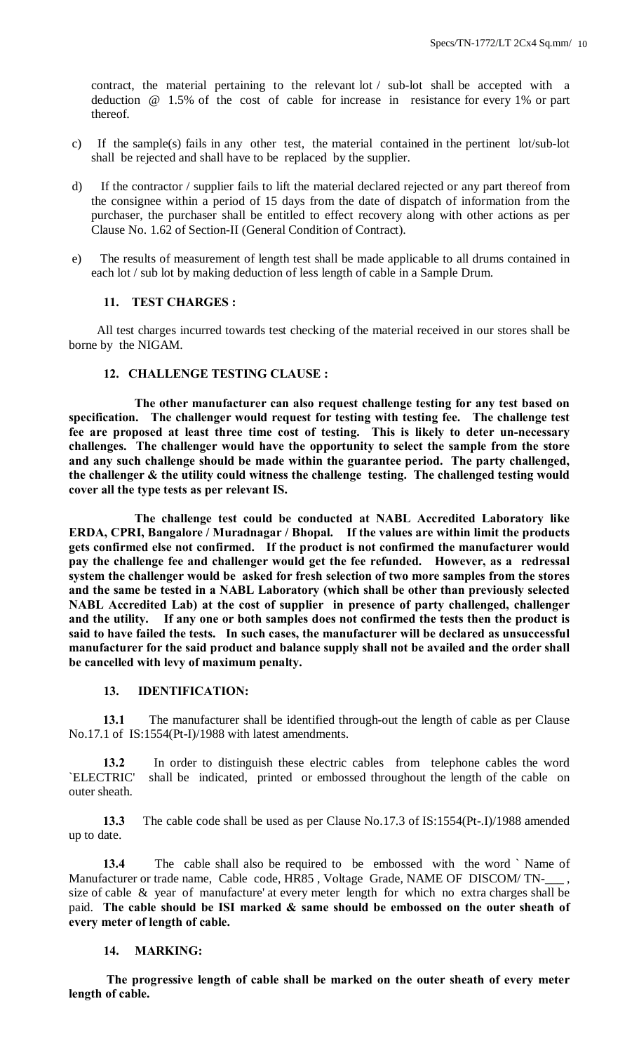contract, the material pertaining to the relevant lot / sub-lot shall be accepted with a deduction @ 1.5% of the cost of cable for increase in resistance for every 1% or part thereof.

c) If the sample(s) fails in any other test, the material contained in the pertinent lot/sub-lot shall be rejected and shall have to be replaced by the supplier.

d) If the contractor / supplier fails to lift the material declared rejected or any part thereof from the consignee within a period of 15 days from the date of dispatch of information from the purchaser, the purchaser shall be entitled to effect recovery along with other actions as per Clause No. 1.62 of Section-II (General Condition of Contract).

e) The results of measurement of length test shall be made applicable to all drums contained in each lot / sub lot by making deduction of less length of cable in a Sample Drum.

### 11. TEST CHARGES :

All test charges incurred towards test checking of the material received in our stores shall be borne by the NIGAM.

### 12. CHALLENGE TESTING CLAUSE :

**The other manufacturer can also request challenge testing for any test based on specification. The challenger would request for testing with testing fee. The challenge test fee are proposed at least three time cost of testing. This is likely to deter un-necessary challenges. The challenger would have the opportunity to select the sample from the store and any such challenge should be made within the guarantee period. The party challenged, the challenger & the utility could witness the challenge testing. The challenged testing would cover all the type tests as per relevant IS.**

**The challenge test could be conducted at NABL Accredited Laboratory like ERDA, CPRI, Bangalore / Muradnagar / Bhopal. If the values are within limit the products gets confirmed else not confirmed. If the product is not confirmed the manufacturer would pay the challenge fee and challenger would get the fee refunded. However, as a redressal system the challenger would be asked for fresh selection of two more samples from the stores and the same be tested in a NABL Laboratory (which shall be other than previously selected NABL Accredited Lab) at the cost of supplier in presence of party challenged, challenger and the utility. If any one or both samples does not confirmed the tests then the product is said to have failed the tests. In such cases, the manufacturer will be declared as unsuccessful manufacturer for the said product and balance supply shall not be availed and the order shall be cancelled with levy of maximum penalty.**

### 13. IDENTIFICATION:

**13.1** The manufacturer shall be identified through-out the length of cable as per Clause No.17.1 of IS:1554(Pt-I)/1988 with latest amendments.

**13.2** In order to distinguish these electric cables from telephone cables the word `ELECTRIC' shall be indicated, printed or embossed throughout the length of the cable on outer sheath.

**13.3** The cable code shall be used as per Clause No.17.3 of IS:1554(Pt-.I)/1988 amended up to date.

**13.4** The cable shall also be required to be embossed with the word ` Name of Manufacturer or trade name, Cable code, HR85 , Voltage Grade, NAME OF DISCOM/ TN-___ , size of cable & year of manufacture' at every meter length for which no extra charges shall be paid. **The cable should be ISI marked & same should be embossed on the outer sheath of every meter of length of cable.**

### 14. MARKING:

**The progressive length of cable shall be marked on the outer sheath of every meter length of cable.**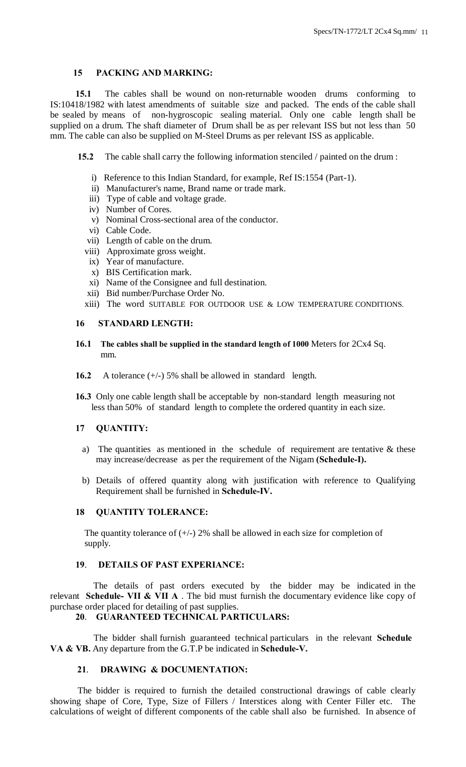## 15 PACKING AND MARKING:

**15.1** The cables shall be wound on non-returnable wooden drums conforming to IS:10418/1982 with latest amendments of suitable size and packed. The ends of the cable shall be sealed by means of non-hygroscopic sealing material. Only one cable length shall be supplied on a drum. The shaft diameter of Drum shall be as per relevant ISS but not less than 50 mm. The cable can also be supplied on M-Steel Drums as per relevant ISS as applicable.

**15.2** The cable shall carry the following information stenciled / painted on the drum :

i) Reference to this Indian Standard, for example, Ref IS:1554 (Part-1).
ii) Manufacturer's name, Brand name or trade mark.
iii) Type of cable and voltage grade.
iv) Number of Cores.
v) Nominal Cross-sectional area of the conductor.
vi) Cable Code.
vii) Length of cable on the drum.
viii) Approximate gross weight.
ix) Year of manufacture.
x) BIS Certification mark.
xi) Name of the Consignee and full destination.
xii) Bid number/Purchase Order No.
xiii) The word SUITABLE FOR OUTDOOR USE & LOW TEMPERATURE CONDITIONS.

## 16 STANDARD LENGTH:

**16.1** **The cables shall be supplied in the standard length of 1000** Meters for 2Cx4 Sq. mm.

**16.2** A tolerance (+/-) 5% shall be allowed in standard length.

**16.3** Only one cable length shall be acceptable by non-standard length measuring not less than 50% of standard length to complete the ordered quantity in each size.

## 17 QUANTITY:

a) The quantities as mentioned in the schedule of requirement are tentative & these may increase/decrease as per the requirement of the Nigam **(Schedule-I).**

b) Details of offered quantity along with justification with reference to Qualifying Requirement shall be furnished in **Schedule-IV.**

## 18 QUANTITY TOLERANCE:

The quantity tolerance of (+/-) 2% shall be allowed in each size for completion of supply.

## 19. DETAILS OF PAST EXPERIANCE:

The details of past orders executed by the bidder may be indicated in the relevant **Schedule- VII & VII A** . The bid must furnish the documentary evidence like copy of purchase order placed for detailing of past supplies.

## 20. GUARANTEED TECHNICAL PARTICULARS:

The bidder shall furnish guaranteed technical particulars in the relevant **Schedule VA & VB.** Any departure from the G.T.P be indicated in **Schedule-V.**

## 21. DRAWING & DOCUMENTATION:

The bidder is required to furnish the detailed constructional drawings of cable clearly showing shape of Core, Type, Size of Fillers / Interstices along with Center Filler etc. The calculations of weight of different components of the cable shall also be furnished. In absence of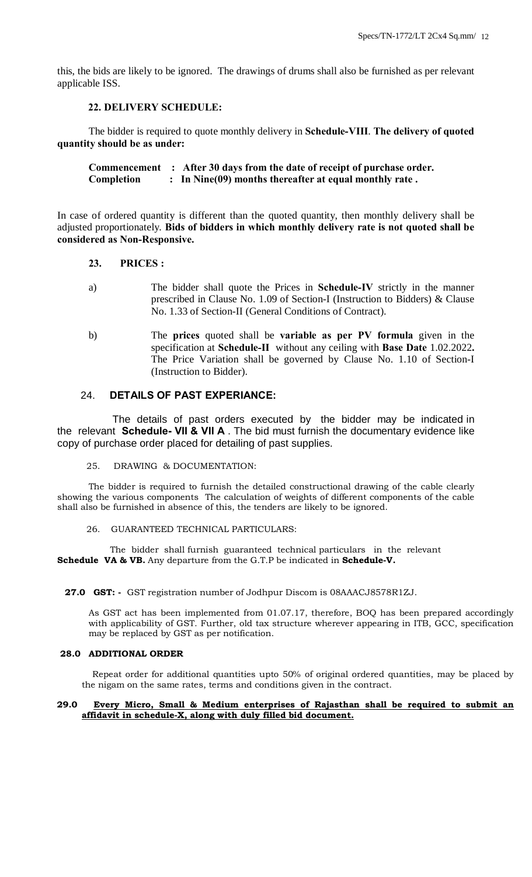this, the bids are likely to be ignored. The drawings of drums shall also be furnished as per relevant applicable ISS.

### 22. DELIVERY SCHEDULE:

The bidder is required to quote monthly delivery in **Schedule-VIII**. **The delivery of quoted quantity should be as under:**

**Commencement : After 30 days from the date of receipt of purchase order.**
**Completion : In Nine(09) months thereafter at equal monthly rate .**

In case of ordered quantity is different than the quoted quantity, then monthly delivery shall be adjusted proportionately. **Bids of bidders in which monthly delivery rate is not quoted shall be considered as Non-Responsive.**

### 23. PRICES :

a) The bidder shall quote the Prices in **Schedule-IV** strictly in the manner prescribed in Clause No. 1.09 of Section-I (Instruction to Bidders) & Clause No. 1.33 of Section-II (General Conditions of Contract).

b) The **prices** quoted shall be **variable as per PV formula** given in the specification at **Schedule-II** without any ceiling with **Base Date** 1.02.2022**.** The Price Variation shall be governed by Clause No. 1.10 of Section-I (Instruction to Bidder).

### 24. DETAILS OF PAST EXPERIANCE:

The details of past orders executed by the bidder may be indicated in the relevant **Schedule- VII & VII A** . The bid must furnish the documentary evidence like copy of purchase order placed for detailing of past supplies.

### 25. DRAWING & DOCUMENTATION:

The bidder is required to furnish the detailed constructional drawing of the cable clearly showing the various components The calculation of weights of different components of the cable shall also be furnished in absence of this, the tenders are likely to be ignored.

### 26. GUARANTEED TECHNICAL PARTICULARS:

The bidder shall furnish guaranteed technical particulars in the relevant **Schedule VA & VB.** Any departure from the G.T.P be indicated in **Schedule-V.**

**27.0 GST: -** GST registration number of Jodhpur Discom is 08AAACJ8578R1ZJ.

As GST act has been implemented from 01.07.17, therefore, BOQ has been prepared accordingly with applicability of GST. Further, old tax structure wherever appearing in ITB, GCC, specification may be replaced by GST as per notification.

### 28.0 ADDITIONAL ORDER

Repeat order for additional quantities upto 50% of original ordered quantities, may be placed by the nigam on the same rates, terms and conditions given in the contract.

**29.0 <u>Every Micro, Small & Medium enterprises of Rajasthan shall be required to submit an affidavit in schedule-X, along with duly filled bid document.</u>**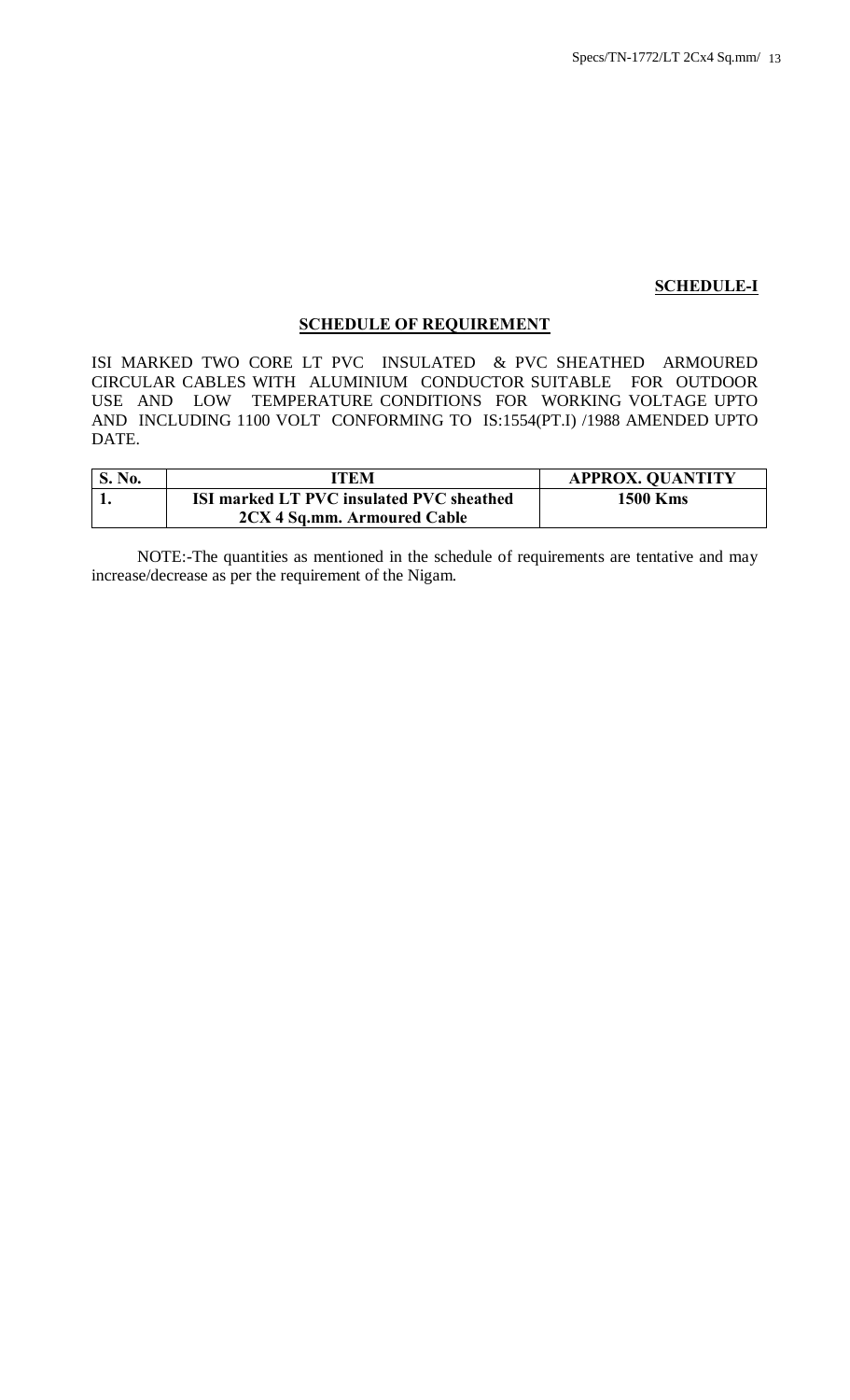**SCHEDULE-I**

## SCHEDULE OF REQUIREMENT

ISI MARKED TWO CORE LT PVC INSULATED & PVC SHEATHED ARMOURED CIRCULAR CABLES WITH ALUMINIUM CONDUCTOR SUITABLE FOR OUTDOOR USE AND LOW TEMPERATURE CONDITIONS FOR WORKING VOLTAGE UPTO AND INCLUDING 1100 VOLT CONFORMING TO IS:1554(PT.I) /1988 AMENDED UPTO DATE.

| S. No. | ITEM | APPROX. QUANTITY |
|---|---|---|
| 1. | **ISI marked LT PVC insulated PVC sheathed 2CX 4 Sq.mm. Armoured Cable** | **1500 Kms** |

NOTE:-The quantities as mentioned in the schedule of requirements are tentative and may increase/decrease as per the requirement of the Nigam.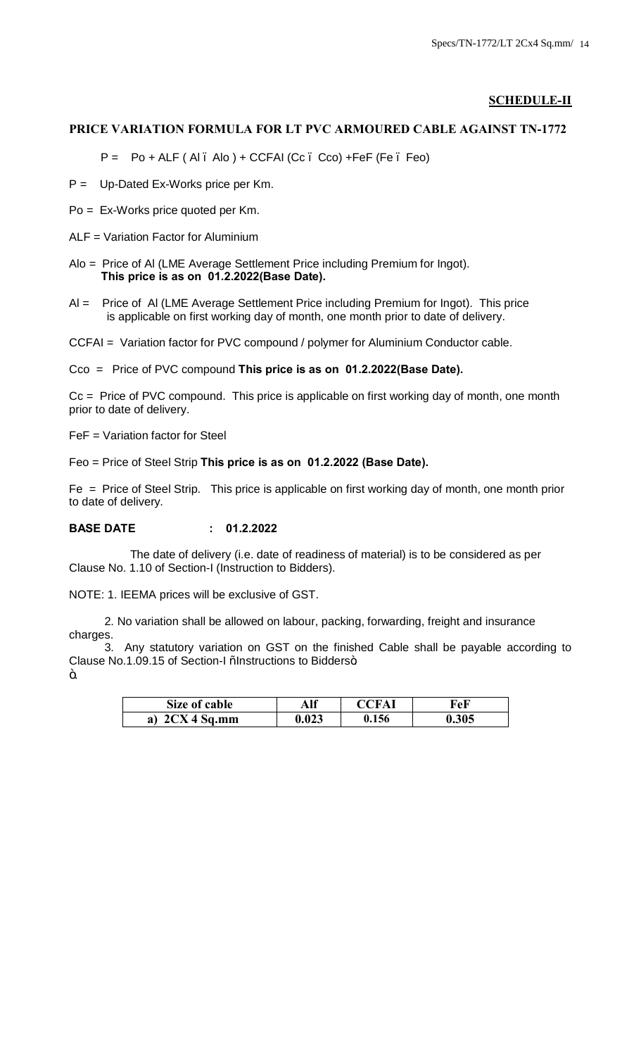## SCHEDULE-II

### PRICE VARIATION FORMULA FOR LT PVC ARMOURED CABLE AGAINST TN-1772

$$P = Po + ALF ( Al - Alo ) + CCFAI (Cc - Cco) + FeF (Fe - Feo)$$

P = Up-Dated Ex-Works price per Km.

Po = Ex-Works price quoted per Km.

ALF = Variation Factor for Aluminium

Alo = Price of Al (LME Average Settlement Price including Premium for Ingot). **This price is as on 01.2.2022(Base Date).**

Al = Price of Al (LME Average Settlement Price including Premium for Ingot). This price is applicable on first working day of month, one month prior to date of delivery.

CCFAI = Variation factor for PVC compound / polymer for Aluminium Conductor cable.

Cco = Price of PVC compound **This price is as on 01.2.2022(Base Date).**

Cc = Price of PVC compound. This price is applicable on first working day of month, one month prior to date of delivery.

FeF = Variation factor for Steel

Feo = Price of Steel Strip **This price is as on 01.2.2022 (Base Date).**

Fe = Price of Steel Strip. This price is applicable on first working day of month, one month prior to date of delivery.

**BASE DATE : 01.2.2022**

The date of delivery (i.e. date of readiness of material) is to be considered as per Clause No. 1.10 of Section-I (Instruction to Bidders).

NOTE: 1. IEEMA prices will be exclusive of GST.

2. No variation shall be allowed on labour, packing, forwarding, freight and insurance charges.

3. Any statutory variation on GST on the finished Cable shall be payable according to Clause No.1.09.15 of Section-I "Instructions to Bidders".

| Size of cable | Alf | CCFAI | FeF |
|---|---|---|---|
| a) 2CX 4 Sq.mm | 0.023 | 0.156 | 0.305 |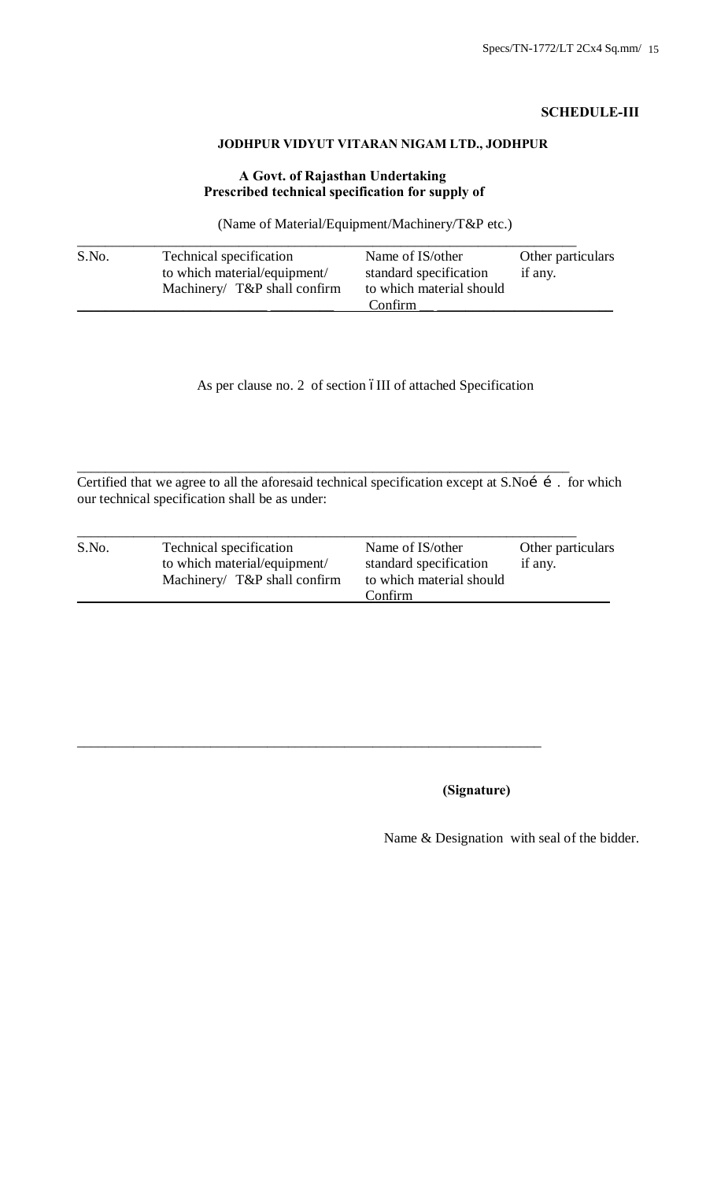**SCHEDULE-III**

**JODHPUR VIDYUT VITARAN NIGAM LTD., JODHPUR**

**A Govt. of Rajasthan Undertaking**
**Prescribed technical specification for supply of**

(Name of Material/Equipment/Machinery/T&P etc.)

| S.No. | Technical specification to which material/equipment/ Machinery/ T&P shall confirm | Name of IS/other standard specification to which material should Confirm | Other particulars if any. |
|---|---|---|---|

As per clause no. 2 of section –III of attached Specification

Certified that we agree to all the aforesaid technical specification except at S.No…… . for which our technical specification shall be as under:

| S.No. | Technical specification to which material/equipment/ Machinery/ T&P shall confirm | Name of IS/other standard specification to which material should Confirm | Other particulars if any. |
|---|---|---|---|

**(Signature)**

Name & Designation with seal of the bidder.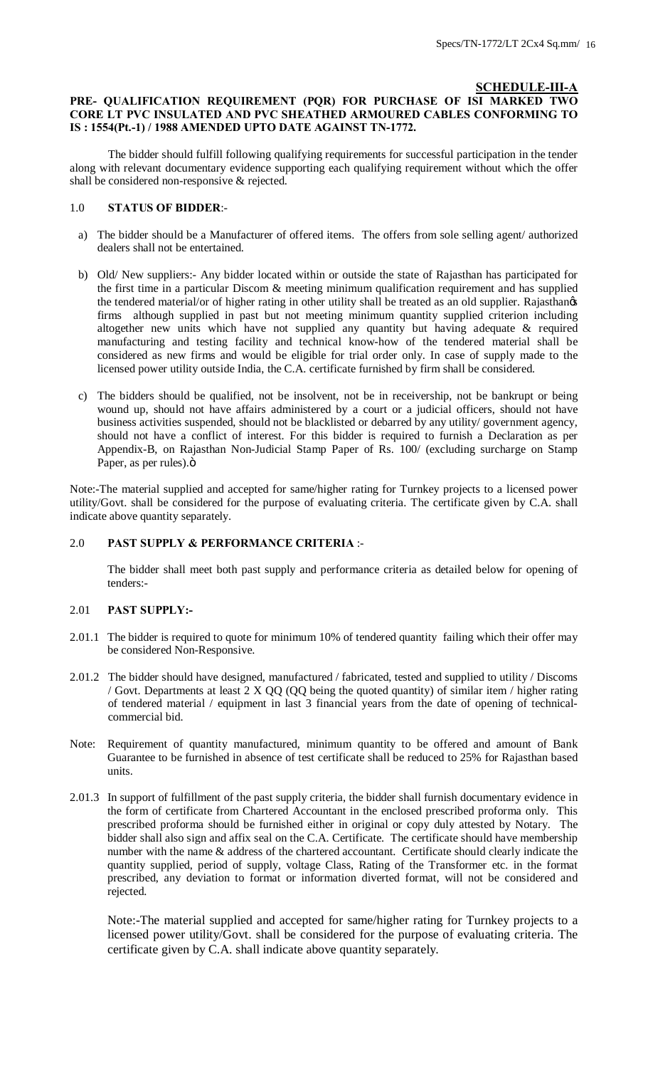## SCHEDULE-III-A

**PRE- QUALIFICATION REQUIREMENT (PQR) FOR PURCHASE OF ISI MARKED TWO CORE LT PVC INSULATED AND PVC SHEATHED ARMOURED CABLES CONFORMING TO IS : 1554(Pt.-1) / 1988 AMENDED UPTO DATE AGAINST TN-1772.**

The bidder should fulfill following qualifying requirements for successful participation in the tender along with relevant documentary evidence supporting each qualifying requirement without which the offer shall be considered non-responsive & rejected.

### 1.0 STATUS OF BIDDER:-

a) The bidder should be a Manufacturer of offered items. The offers from sole selling agent/ authorized dealers shall not be entertained.

b) Old/ New suppliers:- Any bidder located within or outside the state of Rajasthan has participated for the first time in a particular Discom & meeting minimum qualification requirement and has supplied the tendered material/or of higher rating in other utility shall be treated as an old supplier. Rajasthan's firms although supplied in past but not meeting minimum quantity supplied criterion including altogether new units which have not supplied any quantity but having adequate & required manufacturing and testing facility and technical know-how of the tendered material shall be considered as new firms and would be eligible for trial order only. In case of supply made to the licensed power utility outside India, the C.A. certificate furnished by firm shall be considered.

c) The bidders should be qualified, not be insolvent, not be in receivership, not be bankrupt or being wound up, should not have affairs administered by a court or a judicial officers, should not have business activities suspended, should not be blacklisted or debarred by any utility/ government agency, should not have a conflict of interest. For this bidder is required to furnish a Declaration as per Appendix-B, on Rajasthan Non-Judicial Stamp Paper of Rs. 100/ (excluding surcharge on Stamp Paper, as per rules)."

Note:-The material supplied and accepted for same/higher rating for Turnkey projects to a licensed power utility/Govt. shall be considered for the purpose of evaluating criteria. The certificate given by C.A. shall indicate above quantity separately.

### 2.0 PAST SUPPLY & PERFORMANCE CRITERIA :-

The bidder shall meet both past supply and performance criteria as detailed below for opening of tenders:-

### 2.01 PAST SUPPLY:-

2.01.1 The bidder is required to quote for minimum 10% of tendered quantity failing which their offer may be considered Non-Responsive.

2.01.2 The bidder should have designed, manufactured / fabricated, tested and supplied to utility / Discoms / Govt. Departments at least 2 X QQ (QQ being the quoted quantity) of similar item / higher rating of tendered material / equipment in last 3 financial years from the date of opening of technical-commercial bid.

Note: Requirement of quantity manufactured, minimum quantity to be offered and amount of Bank Guarantee to be furnished in absence of test certificate shall be reduced to 25% for Rajasthan based units.

2.01.3 In support of fulfillment of the past supply criteria, the bidder shall furnish documentary evidence in the form of certificate from Chartered Accountant in the enclosed prescribed proforma only. This prescribed proforma should be furnished either in original or copy duly attested by Notary. The bidder shall also sign and affix seal on the C.A. Certificate. The certificate should have membership number with the name & address of the chartered accountant. Certificate should clearly indicate the quantity supplied, period of supply, voltage Class, Rating of the Transformer etc. in the format prescribed, any deviation to format or information diverted format, will not be considered and rejected.

Note:-The material supplied and accepted for same/higher rating for Turnkey projects to a licensed power utility/Govt. shall be considered for the purpose of evaluating criteria. The certificate given by C.A. shall indicate above quantity separately.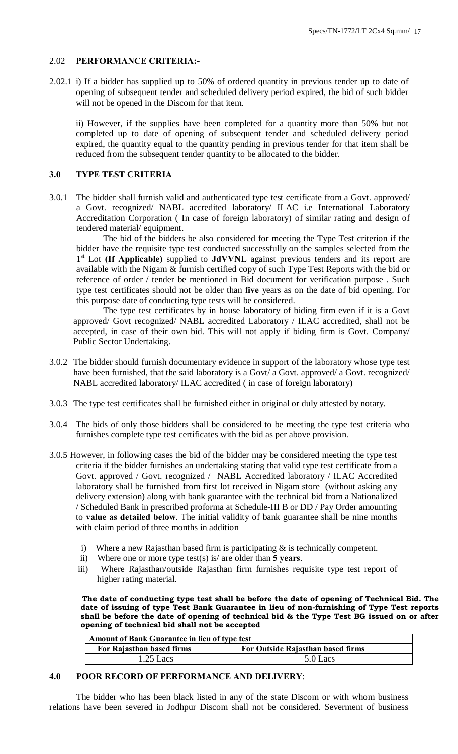## 2.02 PERFORMANCE CRITERIA:-

2.02.1 i) If a bidder has supplied up to 50% of ordered quantity in previous tender up to date of opening of subsequent tender and scheduled delivery period expired, the bid of such bidder will not be opened in the Discom for that item.

ii) However, if the supplies have been completed for a quantity more than 50% but not completed up to date of opening of subsequent tender and scheduled delivery period expired, the quantity equal to the quantity pending in previous tender for that item shall be reduced from the subsequent tender quantity to be allocated to the bidder.

## 3.0 TYPE TEST CRITERIA

3.0.1 The bidder shall furnish valid and authenticated type test certificate from a Govt. approved/ a Govt. recognized/ NABL accredited laboratory/ ILAC i.e International Laboratory Accreditation Corporation ( In case of foreign laboratory) of similar rating and design of tendered material/ equipment.

The bid of the bidders be also considered for meeting the Type Test criterion if the bidder have the requisite type test conducted successfully on the samples selected from the 1st Lot **(If Applicable)** supplied to **JdVVNL** against previous tenders and its report are available with the Nigam & furnish certified copy of such Type Test Reports with the bid or reference of order / tender be mentioned in Bid document for verification purpose . Such type test certificates should not be older than **five** years as on the date of bid opening. For this purpose date of conducting type tests will be considered.

The type test certificates by in house laboratory of biding firm even if it is a Govt approved/ Govt recognized/ NABL accredited Laboratory / ILAC accredited, shall not be accepted, in case of their own bid. This will not apply if biding firm is Govt. Company/ Public Sector Undertaking.

3.0.2 The bidder should furnish documentary evidence in support of the laboratory whose type test have been furnished, that the said laboratory is a Govt/ a Govt. approved/ a Govt. recognized/ NABL accredited laboratory/ ILAC accredited ( in case of foreign laboratory)

3.0.3 The type test certificates shall be furnished either in original or duly attested by notary.

3.0.4 The bids of only those bidders shall be considered to be meeting the type test criteria who furnishes complete type test certificates with the bid as per above provision.

3.0.5 However, in following cases the bid of the bidder may be considered meeting the type test criteria if the bidder furnishes an undertaking stating that valid type test certificate from a Govt. approved / Govt. recognized / NABL Accredited laboratory / ILAC Accredited laboratory shall be furnished from first lot received in Nigam store (without asking any delivery extension) along with bank guarantee with the technical bid from a Nationalized / Scheduled Bank in prescribed proforma at Schedule-III B or DD / Pay Order amounting to **value as detailed below**. The initial validity of bank guarantee shall be nine months with claim period of three months in addition

i) Where a new Rajasthan based firm is participating & is technically competent.

ii) Where one or more type test(s) is/ are older than **5 years**.

iii) Where Rajasthan/outside Rajasthan firm furnishes requisite type test report of higher rating material.

**The date of conducting type test shall be before the date of opening of Technical Bid. The date of issuing of type Test Bank Guarantee in lieu of non-furnishing of Type Test reports shall be before the date of opening of technical bid & the Type Test BG issued on or after opening of technical bid shall not be accepted**

| Amount of Bank Guarantee in lieu of type test | |
|---|---|
| For Rajasthan based firms | For Outside Rajasthan based firms |
| 1.25 Lacs | 5.0 Lacs |

## 4.0 POOR RECORD OF PERFORMANCE AND DELIVERY:

The bidder who has been black listed in any of the state Discom or with whom business relations have been severed in Jodhpur Discom shall not be considered. Severment of business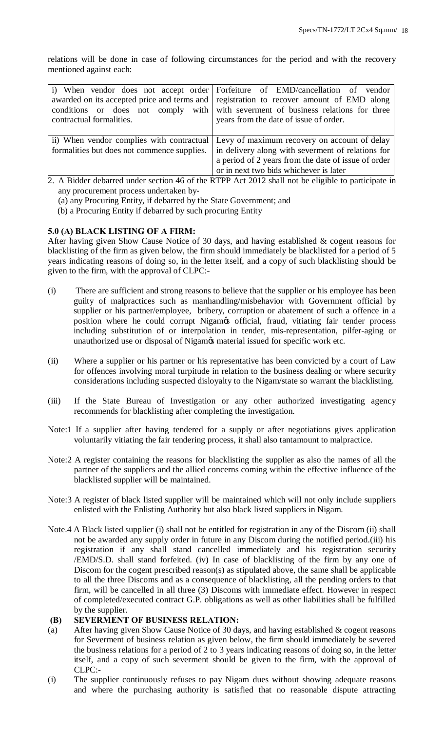relations will be done in case of following circumstances for the period and with the recovery mentioned against each:

| | |
|---|---|
| i) When vendor does not accept order awarded on its accepted price and terms and conditions or does not comply with contractual formalities. | Forfeiture of EMD/cancellation of vendor registration to recover amount of EMD along with severment of business relations for three years from the date of issue of order. |
| ii) When vendor complies with contractual formalities but does not commence supplies. | Levy of maximum recovery on account of delay in delivery along with severment of relations for a period of 2 years from the date of issue of order or in next two bids whichever is later |

2. A Bidder debarred under section 46 of the RTPP Act 2012 shall not be eligible to participate in any procurement process undertaken by-
   (a) any Procuring Entity, if debarred by the State Government; and
   (b) a Procuring Entity if debarred by such procuring Entity

**5.0 (A) BLACK LISTING OF A FIRM:**

After having given Show Cause Notice of 30 days, and having established & cogent reasons for blacklisting of the firm as given below, the firm should immediately be blacklisted for a period of 5 years indicating reasons of doing so, in the letter itself, and a copy of such blacklisting should be given to the firm, with the approval of CLPC:-

(i) There are sufficient and strong reasons to believe that the supplier or his employee has been guilty of malpractices such as manhandling/misbehavior with Government official by supplier or his partner/employee, bribery, corruption or abatement of such a offence in a position where he could corrupt Nigam's official, fraud, vitiating fair tender process including substitution of or interpolation in tender, mis-representation, pilfer-aging or unauthorized use or disposal of Nigam's material issued for specific work etc.

(ii) Where a supplier or his partner or his representative has been convicted by a court of Law for offences involving moral turpitude in relation to the business dealing or where security considerations including suspected disloyalty to the Nigam/state so warrant the blacklisting.

(iii) If the State Bureau of Investigation or any other authorized investigating agency recommends for blacklisting after completing the investigation.

Note:1 If a supplier after having tendered for a supply or after negotiations gives application voluntarily vitiating the fair tendering process, it shall also tantamount to malpractice.

Note:2 A register containing the reasons for blacklisting the supplier as also the names of all the partner of the suppliers and the allied concerns coming within the effective influence of the blacklisted supplier will be maintained.

Note:3 A register of black listed supplier will be maintained which will not only include suppliers enlisted with the Enlisting Authority but also black listed suppliers in Nigam.

Note.4 A Black listed supplier (i) shall not be entitled for registration in any of the Discom (ii) shall not be awarded any supply order in future in any Discom during the notified period.(iii) his registration if any shall stand cancelled immediately and his registration security /EMD/S.D. shall stand forfeited. (iv) In case of blacklisting of the firm by any one of Discom for the cogent prescribed reason(s) as stipulated above, the same shall be applicable to all the three Discoms and as a consequence of blacklisting, all the pending orders to that firm, will be cancelled in all three (3) Discoms with immediate effect. However in respect of completed/executed contract G.P. obligations as well as other liabilities shall be fulfilled by the supplier.

**(B) SEVERMENT OF BUSINESS RELATION:**

(a) After having given Show Cause Notice of 30 days, and having established & cogent reasons for Severment of business relation as given below, the firm should immediately be severed the business relations for a period of 2 to 3 years indicating reasons of doing so, in the letter itself, and a copy of such severment should be given to the firm, with the approval of CLPC:-

(i) The supplier continuously refuses to pay Nigam dues without showing adequate reasons and where the purchasing authority is satisfied that no reasonable dispute attracting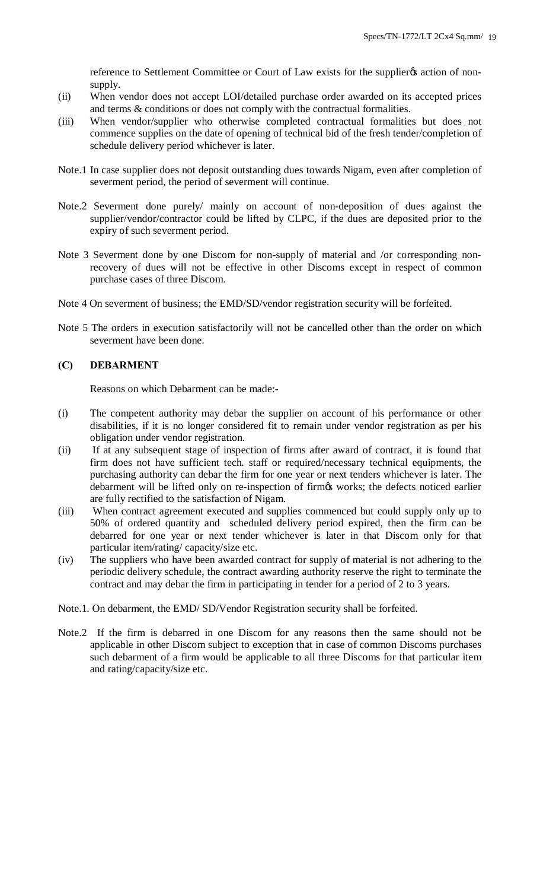reference to Settlement Committee or Court of Law exists for the supplier's action of non-supply.

(ii) When vendor does not accept LOI/detailed purchase order awarded on its accepted prices and terms & conditions or does not comply with the contractual formalities.

(iii) When vendor/supplier who otherwise completed contractual formalities but does not commence supplies on the date of opening of technical bid of the fresh tender/completion of schedule delivery period whichever is later.

Note.1 In case supplier does not deposit outstanding dues towards Nigam, even after completion of severment period, the period of severment will continue.

Note.2 Severment done purely/ mainly on account of non-deposition of dues against the supplier/vendor/contractor could be lifted by CLPC, if the dues are deposited prior to the expiry of such severment period.

Note 3 Severment done by one Discom for non-supply of material and /or corresponding non-recovery of dues will not be effective in other Discoms except in respect of common purchase cases of three Discom.

Note 4 On severment of business; the EMD/SD/vendor registration security will be forfeited.

Note 5 The orders in execution satisfactorily will not be cancelled other than the order on which severment have been done.

**(C) DEBARMENT**

Reasons on which Debarment can be made:-

(i) The competent authority may debar the supplier on account of his performance or other disabilities, if it is no longer considered fit to remain under vendor registration as per his obligation under vendor registration.

(ii) If at any subsequent stage of inspection of firms after award of contract, it is found that firm does not have sufficient tech. staff or required/necessary technical equipments, the purchasing authority can debar the firm for one year or next tenders whichever is later. The debarment will be lifted only on re-inspection of firm's works; the defects noticed earlier are fully rectified to the satisfaction of Nigam.

(iii) When contract agreement executed and supplies commenced but could supply only up to 50% of ordered quantity and scheduled delivery period expired, then the firm can be debarred for one year or next tender whichever is later in that Discom only for that particular item/rating/ capacity/size etc.

(iv) The suppliers who have been awarded contract for supply of material is not adhering to the periodic delivery schedule, the contract awarding authority reserve the right to terminate the contract and may debar the firm in participating in tender for a period of 2 to 3 years.

Note.1. On debarment, the EMD/ SD/Vendor Registration security shall be forfeited.

Note.2 If the firm is debarred in one Discom for any reasons then the same should not be applicable in other Discom subject to exception that in case of common Discoms purchases such debarment of a firm would be applicable to all three Discoms for that particular item and rating/capacity/size etc.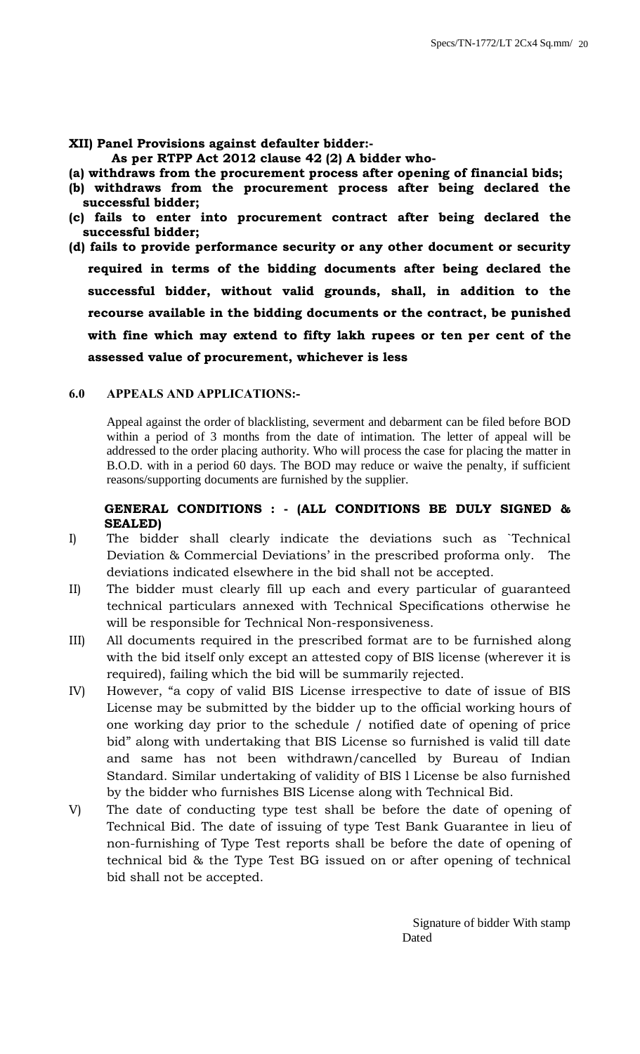**XII) Panel Provisions against defaulter bidder:-**

**As per RTPP Act 2012 clause 42 (2) A bidder who-**

**(a) withdraws from the procurement process after opening of financial bids;**

**(b) withdraws from the procurement process after being declared the successful bidder;**

**(c) fails to enter into procurement contract after being declared the successful bidder;**

**(d) fails to provide performance security or any other document or security required in terms of the bidding documents after being declared the successful bidder, without valid grounds, shall, in addition to the recourse available in the bidding documents or the contract, be punished with fine which may extend to fifty lakh rupees or ten per cent of the assessed value of procurement, whichever is less**

**6.0 APPEALS AND APPLICATIONS:-**

Appeal against the order of blacklisting, severment and debarment can be filed before BOD within a period of 3 months from the date of intimation. The letter of appeal will be addressed to the order placing authority. Who will process the case for placing the matter in B.O.D. with in a period 60 days. The BOD may reduce or waive the penalty, if sufficient reasons/supporting documents are furnished by the supplier.

**GENERAL CONDITIONS : - (ALL CONDITIONS BE DULY SIGNED & SEALED)**

I) The bidder shall clearly indicate the deviations such as `Technical Deviation & Commercial Deviations' in the prescribed proforma only. The deviations indicated elsewhere in the bid shall not be accepted.

II) The bidder must clearly fill up each and every particular of guaranteed technical particulars annexed with Technical Specifications otherwise he will be responsible for Technical Non-responsiveness.

III) All documents required in the prescribed format are to be furnished along with the bid itself only except an attested copy of BIS license (wherever it is required), failing which the bid will be summarily rejected.

IV) However, "a copy of valid BIS License irrespective to date of issue of BIS License may be submitted by the bidder up to the official working hours of one working day prior to the schedule / notified date of opening of price bid" along with undertaking that BIS License so furnished is valid till date and same has not been withdrawn/cancelled by Bureau of Indian Standard. Similar undertaking of validity of BIS l License be also furnished by the bidder who furnishes BIS License along with Technical Bid.

V) The date of conducting type test shall be before the date of opening of Technical Bid. The date of issuing of type Test Bank Guarantee in lieu of non-furnishing of Type Test reports shall be before the date of opening of technical bid & the Type Test BG issued on or after opening of technical bid shall not be accepted.

Signature of bidder With stamp

Dated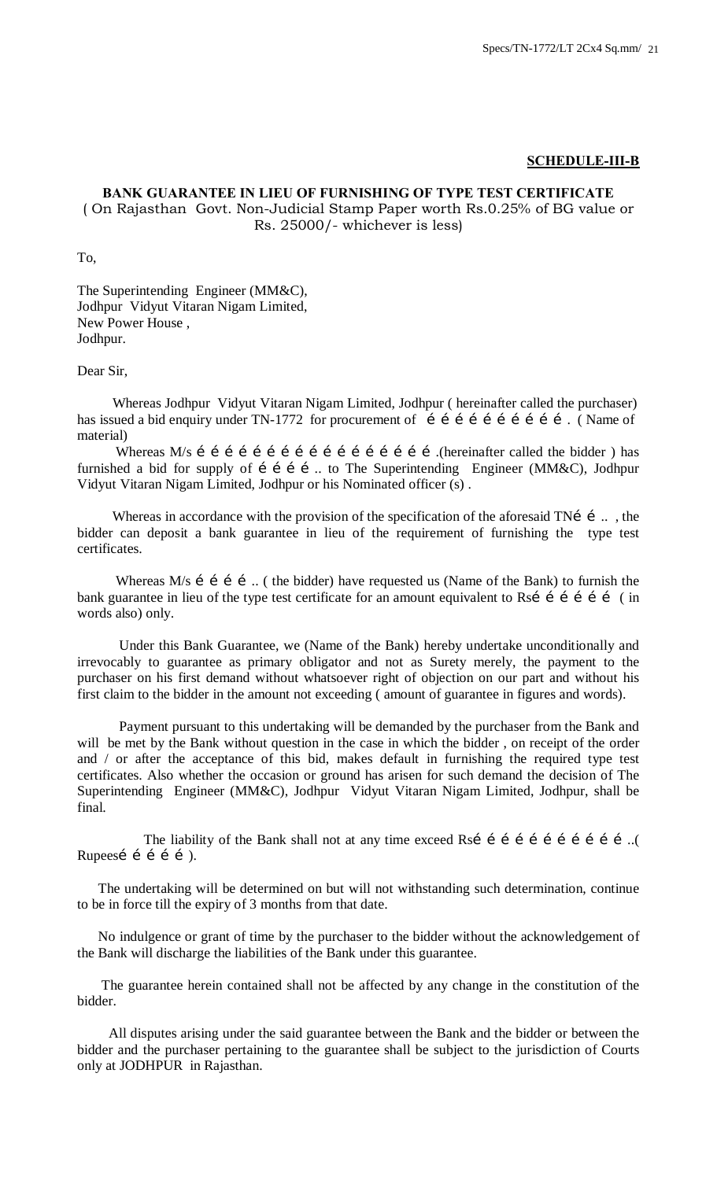**SCHEDULE-III-B**

**BANK GUARANTEE IN LIEU OF FURNISHING OF TYPE TEST CERTIFICATE**
( On Rajasthan Govt. Non-Judicial Stamp Paper worth Rs.0.25% of BG value or Rs. 25000/- whichever is less)

To,

The Superintending Engineer (MM&C),
Jodhpur Vidyut Vitaran Nigam Limited,
New Power House ,
Jodhpur.

Dear Sir,

Whereas Jodhpur Vidyut Vitaran Nigam Limited, Jodhpur ( hereinafter called the purchaser) has issued a bid enquiry under TN-1772 for procurement of é é é é é é é é é é . ( Name of material)

Whereas M/s é é é é é é é é é é é é é é é é é .(hereinafter called the bidder ) has furnished a bid for supply of é é é é .. to The Superintending Engineer (MM&C), Jodhpur Vidyut Vitaran Nigam Limited, Jodhpur or his Nominated officer (s) .

Whereas in accordance with the provision of the specification of the aforesaid TNé é .. , the bidder can deposit a bank guarantee in lieu of the requirement of furnishing the type test certificates.

Whereas M/s é é é é .. ( the bidder) have requested us (Name of the Bank) to furnish the bank guarantee in lieu of the type test certificate for an amount equivalent to Rsé é é é é é ( in words also) only.

Under this Bank Guarantee, we (Name of the Bank) hereby undertake unconditionally and irrevocably to guarantee as primary obligator and not as Surety merely, the payment to the purchaser on his first demand without whatsoever right of objection on our part and without his first claim to the bidder in the amount not exceeding ( amount of guarantee in figures and words).

Payment pursuant to this undertaking will be demanded by the purchaser from the Bank and will be met by the Bank without question in the case in which the bidder , on receipt of the order and / or after the acceptance of this bid, makes default in furnishing the required type test certificates. Also whether the occasion or ground has arisen for such demand the decision of The Superintending Engineer (MM&C), Jodhpur Vidyut Vitaran Nigam Limited, Jodhpur, shall be final.

The liability of the Bank shall not at any time exceed Rsé é é é é é é é é é é ..( Rupeesé é é é é ).

The undertaking will be determined on but will not withstanding such determination, continue to be in force till the expiry of 3 months from that date.

No indulgence or grant of time by the purchaser to the bidder without the acknowledgement of the Bank will discharge the liabilities of the Bank under this guarantee.

The guarantee herein contained shall not be affected by any change in the constitution of the bidder.

All disputes arising under the said guarantee between the Bank and the bidder or between the bidder and the purchaser pertaining to the guarantee shall be subject to the jurisdiction of Courts only at JODHPUR in Rajasthan.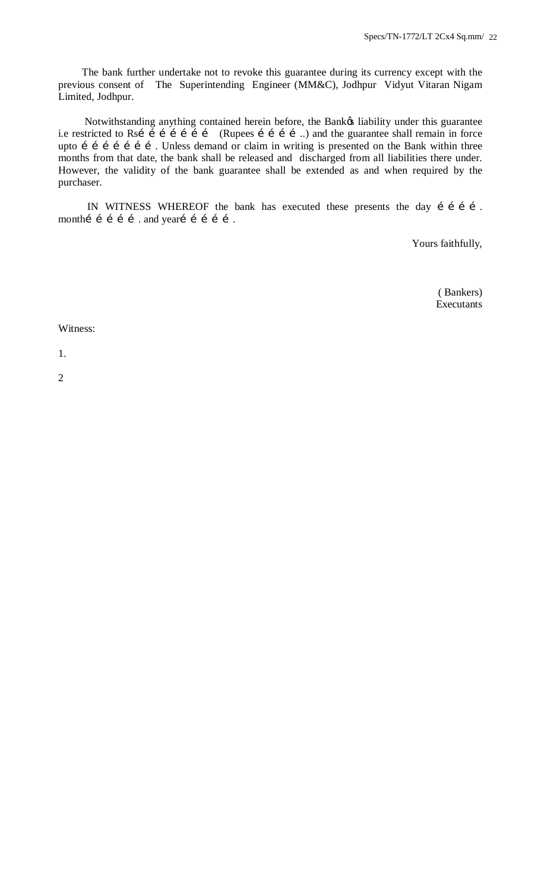The bank further undertake not to revoke this guarantee during its currency except with the previous consent of The Superintending Engineer (MM&C), Jodhpur Vidyut Vitaran Nigam Limited, Jodhpur.

Notwithstanding anything contained herein before, the Bank's liability under this guarantee i.e restricted to Rs……………… (Rupees ………..) and the guarantee shall remain in force upto ……………. Unless demand or claim in writing is presented on the Bank within three months from that date, the bank shall be released and discharged from all liabilities there under. However, the validity of the bank guarantee shall be extended as and when required by the purchaser.

IN WITNESS WHEREOF the bank has executed these presents the day ………. month………. and year………. .

Yours faithfully,

( Bankers)
Executants

Witness:

1.

2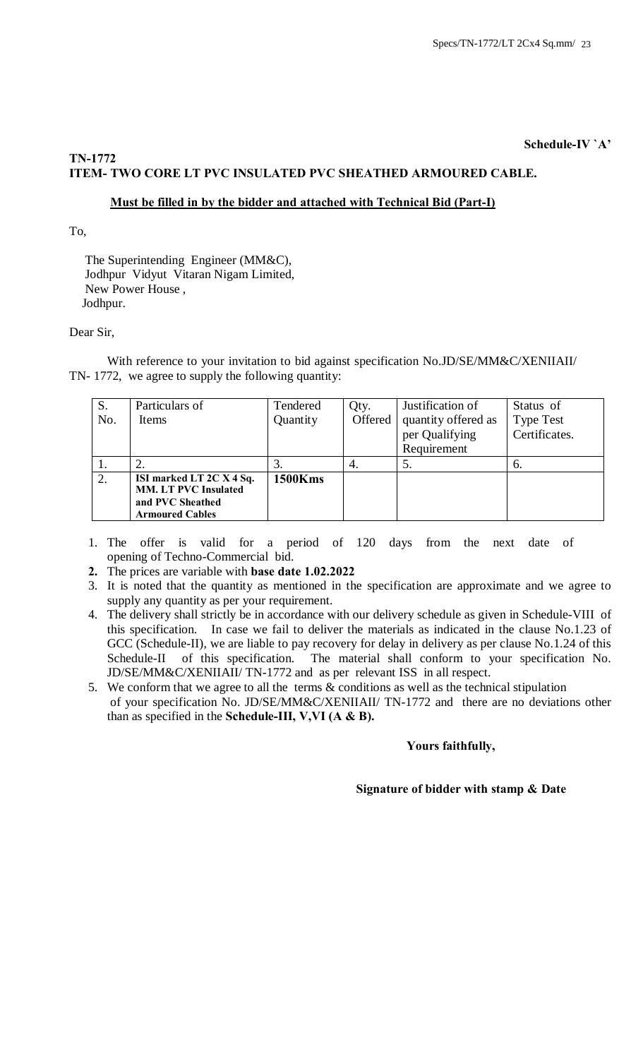**Schedule-IV `A'**

**TN-1772**

**ITEM- TWO CORE LT PVC INSULATED PVC SHEATHED ARMOURED CABLE.**

**Must be filled in by the bidder and attached with Technical Bid (Part-I)**

To,

The Superintending Engineer (MM&C),
Jodhpur Vidyut Vitaran Nigam Limited,
New Power House ,
Jodhpur.

Dear Sir,

With reference to your invitation to bid against specification No.JD/SE/MM&C/XENIIAII/ TN- 1772, we agree to supply the following quantity:

| S. No. | Particulars of Items | Tendered Quantity | Qty. Offered | Justification of quantity offered as per Qualifying Requirement | Status of Type Test Certificates. |
|---|---|---|---|---|---|
| 1. | 2. | 3. | 4. | 5. | 6. |
| 2. | **ISI marked LT 2C X 4 Sq. MM. LT PVC Insulated and PVC Sheathed Armoured Cables** | **1500Kms** | | | |

1. The offer is valid for a period of 120 days from the next date of opening of Techno-Commercial bid.
2. The prices are variable with **base date 1.02.2022**
3. It is noted that the quantity as mentioned in the specification are approximate and we agree to supply any quantity as per your requirement.
4. The delivery shall strictly be in accordance with our delivery schedule as given in Schedule-VIII of this specification. In case we fail to deliver the materials as indicated in the clause No.1.23 of GCC (Schedule-II), we are liable to pay recovery for delay in delivery as per clause No.1.24 of this Schedule-II of this specification. The material shall conform to your specification No. JD/SE/MM&C/XENIIAII/ TN-1772 and as per relevant ISS in all respect.
5. We conform that we agree to all the terms & conditions as well as the technical stipulation of your specification No. JD/SE/MM&C/XENIIAII/ TN-1772 and there are no deviations other than as specified in the **Schedule-III, V,VI (A & B).**

**Yours faithfully,**

**Signature of bidder with stamp & Date**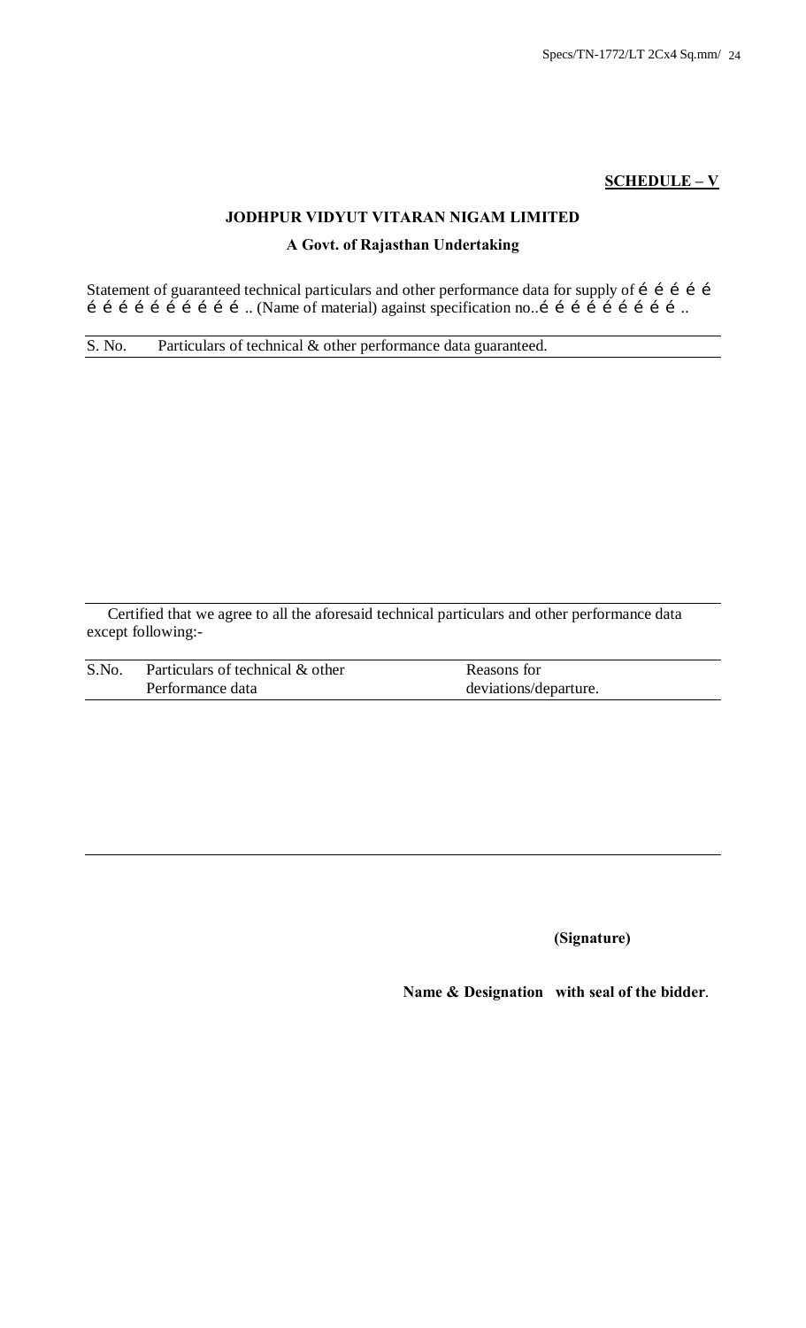**SCHEDULE – V**

**JODHPUR VIDYUT VITARAN NIGAM LIMITED**

**A Govt. of Rajasthan Undertaking**

Statement of guaranteed technical particulars and other performance data for supply of é é é é é é é é é é é é é é é .. (Name of material) against specification no..é é é é é é é é é é ..

| S. No. | Particulars of technical & other performance data guaranteed. |
|---|---|
| | |

Certified that we agree to all the aforesaid technical particulars and other performance data except following:-

| S.No. | Particulars of technical & other Performance data | Reasons for deviations/departure. |
|---|---|---|
| | | |

**(Signature)**

**Name & Designation with seal of the bidder**.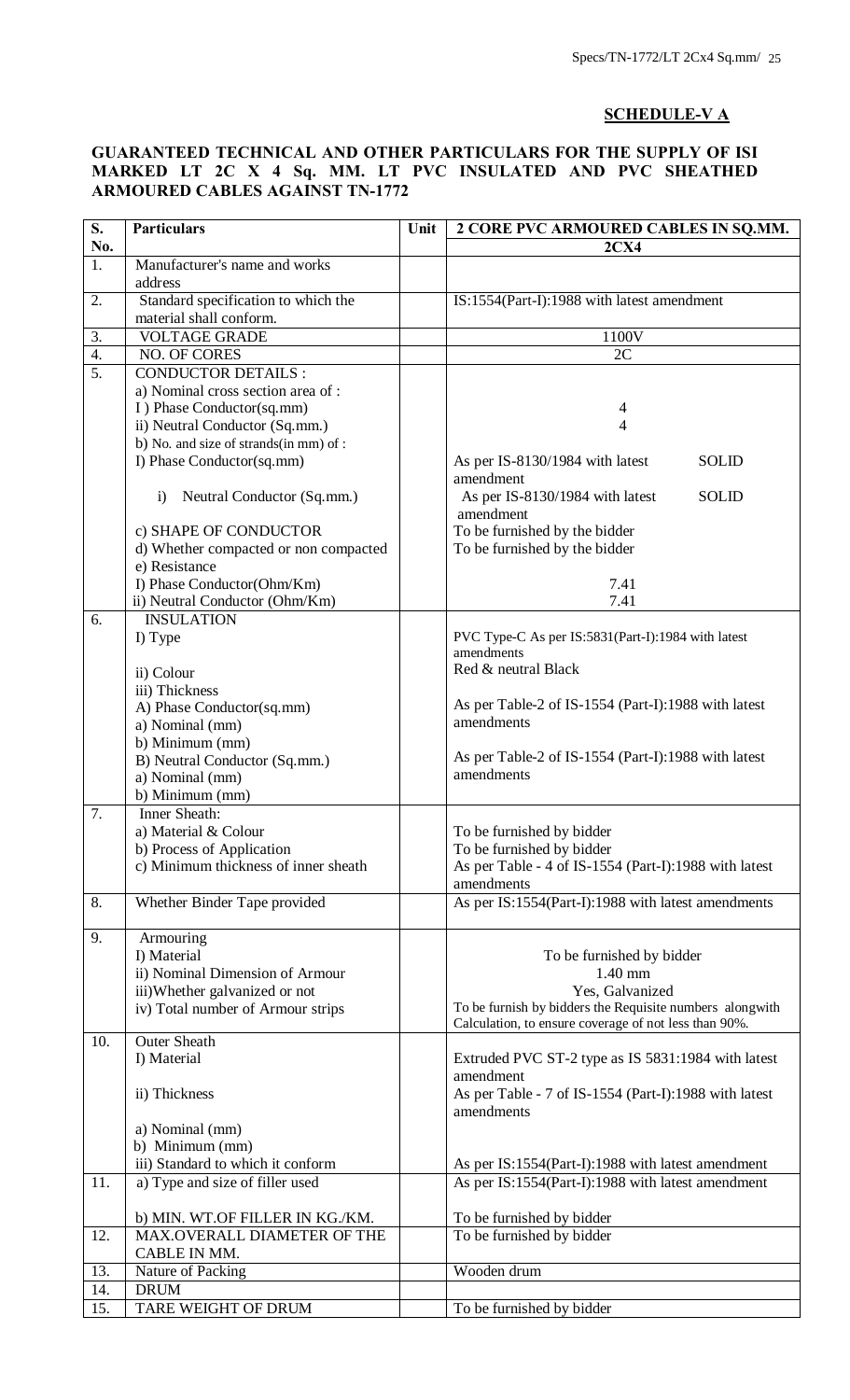**SCHEDULE-V A**

**GUARANTEED TECHNICAL AND OTHER PARTICULARS FOR THE SUPPLY OF ISI MARKED LT 2C X 4 Sq. MM. LT PVC INSULATED AND PVC SHEATHED ARMOURED CABLES AGAINST TN-1772**

| S. No. | Particulars | Unit | 2 CORE PVC ARMOURED CABLES IN SQ.MM. |
|---|---|---|---|
| | | | **2CX4** |
| 1. | Manufacturer's name and works address | | |
| 2. | Standard specification to which the material shall conform. | | IS:1554(Part-I):1988 with latest amendment |
| 3. | VOLTAGE GRADE | | 1100V |
| 4. | NO. OF CORES | | 2C |
| 5. | CONDUCTOR DETAILS :<br>a) Nominal cross section area of :<br>I ) Phase Conductor(sq.mm)<br>ii) Neutral Conductor (Sq.mm.)<br>b) No. and size of strands(in mm) of :<br>I) Phase Conductor(sq.mm)<br>i) Neutral Conductor (Sq.mm.)<br>c) SHAPE OF CONDUCTOR<br>d) Whether compacted or non compacted<br>e) Resistance<br>I) Phase Conductor(Ohm/Km)<br>ii) Neutral Conductor (Ohm/Km) | | <br><br>4<br>4<br><br>As per IS-8130/1984 with latest amendment SOLID<br>As per IS-8130/1984 with latest amendment SOLID<br>To be furnished by the bidder<br>To be furnished by the bidder<br><br>7.41<br>7.41 |
| 6. | INSULATION<br>I) Type<br>ii) Colour<br>iii) Thickness<br>A) Phase Conductor(sq.mm)<br>a) Nominal (mm)<br>b) Minimum (mm)<br>B) Neutral Conductor (Sq.mm.)<br>a) Nominal (mm)<br>b) Minimum (mm) | | <br>PVC Type-C As per IS:5831(Part-I):1984 with latest amendments<br>Red & neutral Black<br><br>As per Table-2 of IS-1554 (Part-I):1988 with latest amendments<br><br>As per Table-2 of IS-1554 (Part-I):1988 with latest amendments |
| 7. | Inner Sheath:<br>a) Material & Colour<br>b) Process of Application<br>c) Minimum thickness of inner sheath | | <br>To be furnished by bidder<br>To be furnished by bidder<br>As per Table - 4 of IS-1554 (Part-I):1988 with latest amendments |
| 8. | Whether Binder Tape provided | | As per IS:1554(Part-I):1988 with latest amendments |
| 9. | Armouring<br>I) Material<br>ii) Nominal Dimension of Armour<br>iii)Whether galvanized or not<br>iv) Total number of Armour strips | | <br>To be furnished by bidder<br>1.40 mm<br>Yes, Galvanized<br>To be furnish by bidders the Requisite numbers alongwith Calculation, to ensure coverage of not less than 90%. |
| 10. | Outer Sheath<br>I) Material<br>ii) Thickness<br>a) Nominal (mm)<br>b) Minimum (mm)<br>iii) Standard to which it conform | | <br>Extruded PVC ST-2 type as IS 5831:1984 with latest amendment<br>As per Table - 7 of IS-1554 (Part-I):1988 with latest amendments<br><br><br>As per IS:1554(Part-I):1988 with latest amendment |
| 11. | a) Type and size of filler used<br>b) MIN. WT.OF FILLER IN KG./KM. | | As per IS:1554(Part-I):1988 with latest amendment<br>To be furnished by bidder |
| 12. | MAX.OVERALL DIAMETER OF THE CABLE IN MM. | | To be furnished by bidder |
| 13. | Nature of Packing | | Wooden drum |
| 14. | DRUM | | |
| 15. | TARE WEIGHT OF DRUM | | To be furnished by bidder |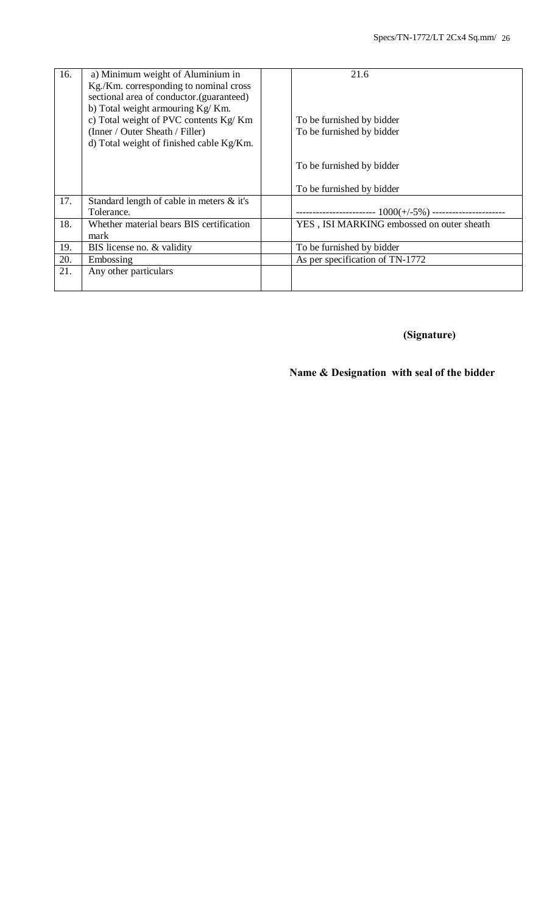| 16. | a) Minimum weight of Aluminium in Kg./Km. corresponding to nominal cross sectional area of conductor.(guaranteed)<br>b) Total weight armouring Kg/ Km.<br>c) Total weight of PVC contents Kg/ Km (Inner / Outer Sheath / Filler)<br>d) Total weight of finished cable Kg/Km. | | 21.6<br><br>To be furnished by bidder<br>To be furnished by bidder<br><br>To be furnished by bidder<br><br>To be furnished by bidder |
|---|---|---|---|
| 17. | Standard length of cable in meters & it's Tolerance. | | ------------------------ 1000(+/-5%) ---------------------- |
| 18. | Whether material bears BIS certification mark | | YES , ISI MARKING embossed on outer sheath |
| 19. | BIS license no. & validity | | To be furnished by bidder |
| 20. | Embossing | | As per specification of TN-1772 |
| 21. | Any other particulars | | |

**(Signature)**

**Name & Designation with seal of the bidder**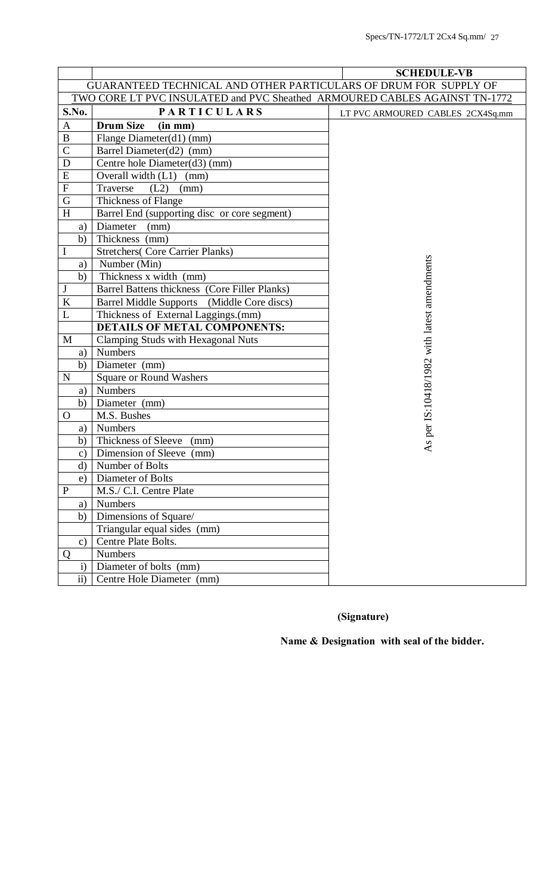| | | **SCHEDULE-VB** |
|---|---|---|
| GUARANTEED TECHNICAL AND OTHER PARTICULARS OF DRUM FOR SUPPLY OF | | |
| TWO CORE LT PVC INSULATED and PVC Sheathed ARMOURED CABLES AGAINST TN-1772 | | |
| **S.No.** | **PARTICULARS** | LT PVC ARMOURED CABLES 2CX4Sq.mm |
| A | **Drum Size (in mm)** | As per IS:10418/1982 with latest amendments |
| B | Flange Diameter(d1) (mm) | |
| C | Barrel Diameter(d2) (mm) | |
| D | Centre hole Diameter(d3) (mm) | |
| E | Overall width (L1) (mm) | |
| F | Traverse (L2) (mm) | |
| G | Thickness of Flange | |
| H | Barrel End (supporting disc or core segment) | |
| a) | Diameter (mm) | |
| b) | Thickness (mm) | |
| I | Stretchers( Core Carrier Planks) | |
| a) | Number (Min) | |
| b) | Thickness x width (mm) | |
| J | Barrel Battens thickness (Core Filler Planks) | |
| K | Barrel Middle Supports (Middle Core discs) | |
| L | Thickness of External Laggings.(mm) | |
| | **DETAILS OF METAL COMPONENTS:** | |
| M | Clamping Studs with Hexagonal Nuts | |
| a) | Numbers | |
| b) | Diameter (mm) | |
| N | Square or Round Washers | |
| a) | Numbers | |
| b) | Diameter (mm) | |
| O | M.S. Bushes | |
| a) | Numbers | |
| b) | Thickness of Sleeve (mm) | |
| c) | Dimension of Sleeve (mm) | |
| d) | Number of Bolts | |
| e) | Diameter of Bolts | |
| P | M.S./ C.I. Centre Plate | |
| a) | Numbers | |
| b) | Dimensions of Square/ | |
| | Triangular equal sides (mm) | |
| c) | Centre Plate Bolts. | |
| Q | Numbers | |
| i) | Diameter of bolts (mm) | |
| ii) | Centre Hole Diameter (mm) | |

**(Signature)**

**Name & Designation with seal of the bidder.**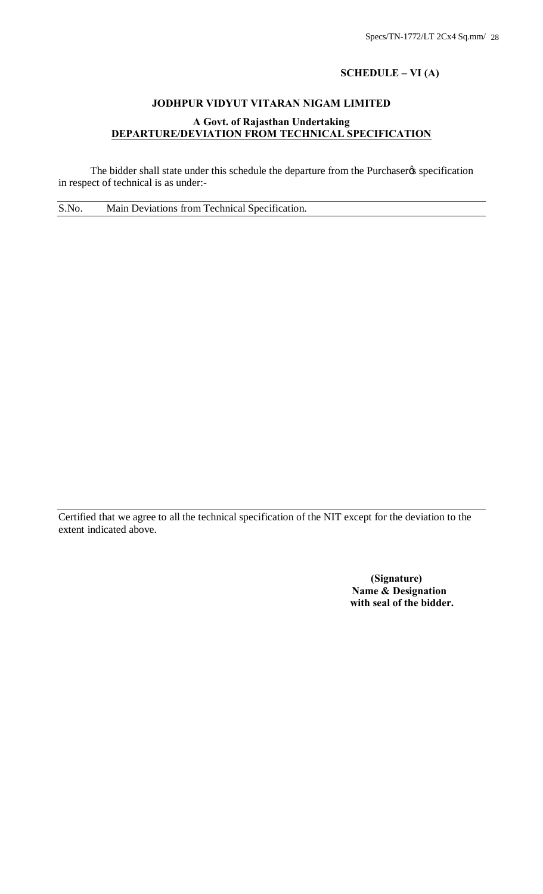**SCHEDULE – VI (A)**

**JODHPUR VIDYUT VITARAN NIGAM LIMITED**

**A Govt. of Rajasthan Undertaking**

**DEPARTURE/DEVIATION FROM TECHNICAL SPECIFICATION**

The bidder shall state under this schedule the departure from the Purchaser's specification in respect of technical is as under:-

| S.No. | Main Deviations from Technical Specification. |
|---|---|
| | |

Certified that we agree to all the technical specification of the NIT except for the deviation to the extent indicated above.

**(Signature)**
**Name & Designation**
**with seal of the bidder.**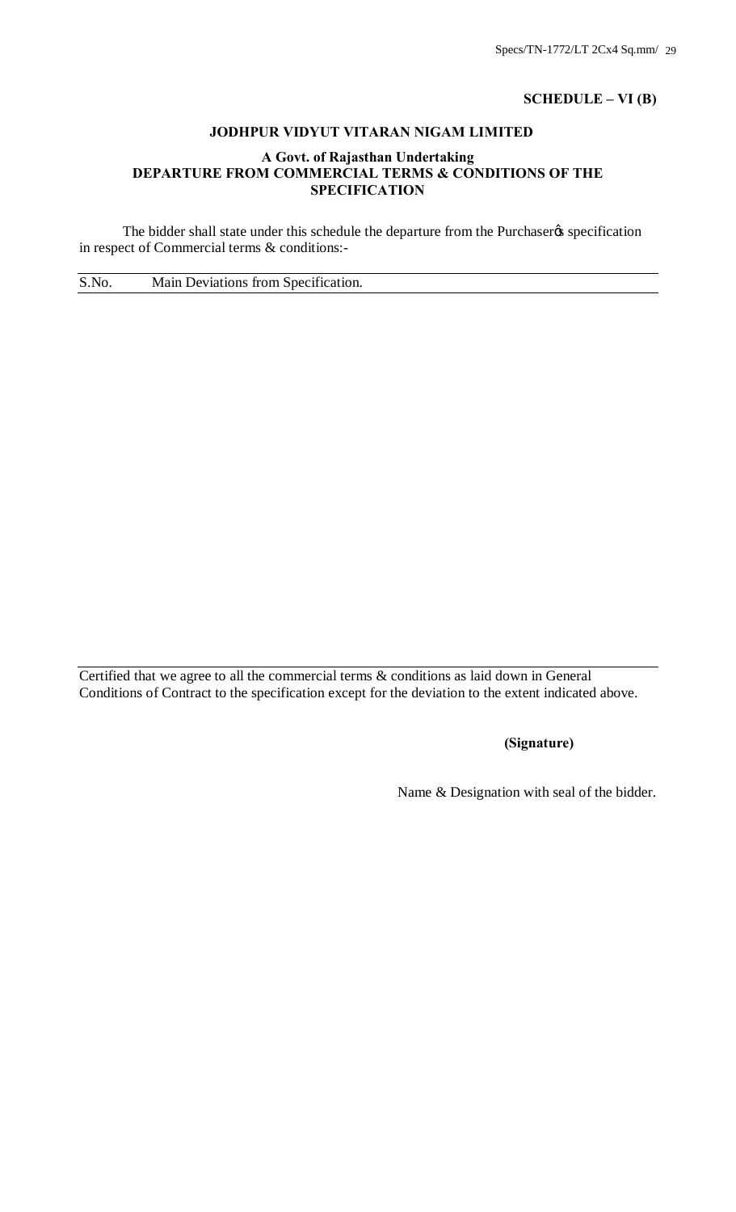**SCHEDULE – VI (B)**

**JODHPUR VIDYUT VITARAN NIGAM LIMITED**

**A Govt. of Rajasthan Undertaking**
**DEPARTURE FROM COMMERCIAL TERMS & CONDITIONS OF THE SPECIFICATION**

The bidder shall state under this schedule the departure from the Purchaser's specification in respect of Commercial terms & conditions:-

| S.No. | Main Deviations from Specification. |
|---|---|
| | |

Certified that we agree to all the commercial terms & conditions as laid down in General Conditions of Contract to the specification except for the deviation to the extent indicated above.

**(Signature)**

Name & Designation with seal of the bidder.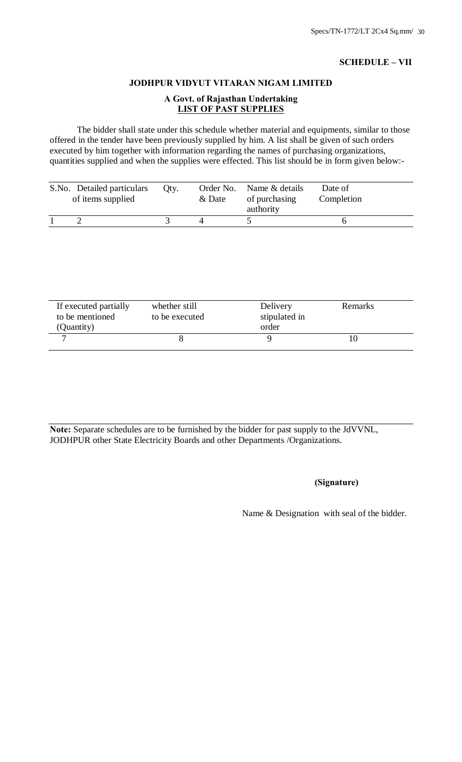**SCHEDULE – VII**

**JODHPUR VIDYUT VITARAN NIGAM LIMITED**

**A Govt. of Rajasthan Undertaking**
**LIST OF PAST SUPPLIES**

The bidder shall state under this schedule whether material and equipments, similar to those offered in the tender have been previously supplied by him. A list shall be given of such orders executed by him together with information regarding the names of purchasing organizations, quantities supplied and when the supplies were effected. This list should be in form given below:-

| S.No. | Detailed particulars of items supplied | Qty. | Order No. & Date | Name & details of purchasing authority | Date of Completion |
|---|---|---|---|---|---|
| 1 | 2 | 3 | 4 | 5 | 6 |

| If executed partially to be mentioned (Quantity) | whether still to be executed | Delivery stipulated in order | Remarks |
|---|---|---|---|
| 7 | 8 | 9 | 10 |

**Note:** Separate schedules are to be furnished by the bidder for past supply to the JdVVNL, JODHPUR other State Electricity Boards and other Departments /Organizations.

**(Signature)**

Name & Designation with seal of the bidder.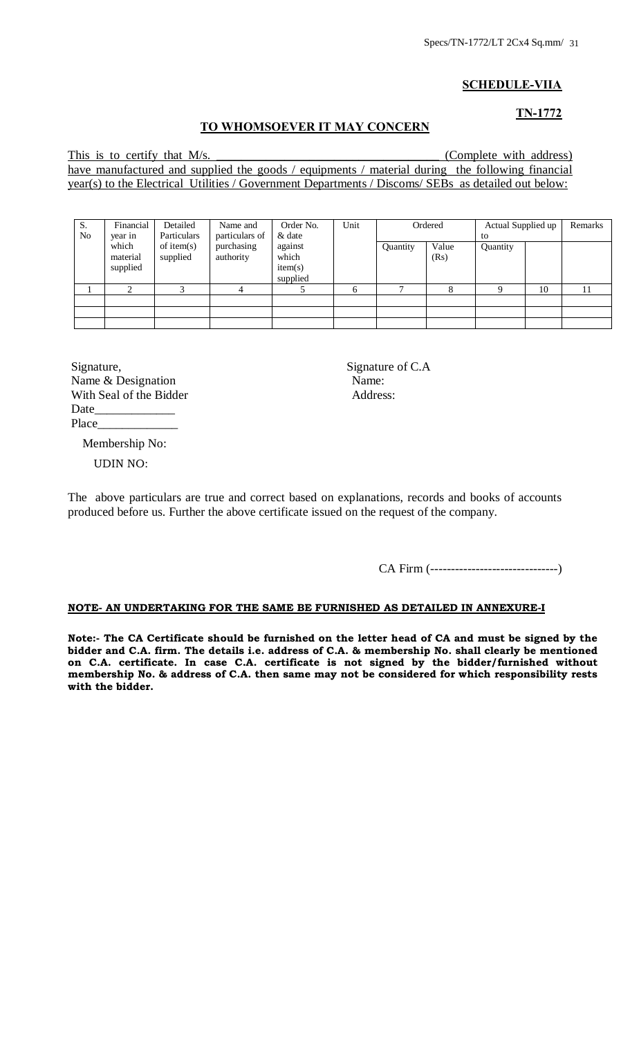**SCHEDULE-VIIA**

**TN-1772**

**TO WHOMSOEVER IT MAY CONCERN**

This is to certify that M/s. ___________________________________ (Complete with address) have manufactured and supplied the goods / equipments / material during the following financial year(s) to the Electrical Utilities / Government Departments / Discoms/ SEBs as detailed out below:

| S. No | Financial year in which material supplied | Detailed Particulars of item(s) supplied | Name and particulars of purchasing authority | Order No. & date against which item(s) supplied | Unit | Ordered | | Actual Supplied up to | | Remarks |
|---|---|---|---|---|---|---|---|---|---|---|
| | | | | | | Quantity | Value (Rs) | Quantity | | |
| 1 | 2 | 3 | 4 | 5 | 6 | 7 | 8 | 9 | 10 | 11 |
| | | | | | | | | | | |
| | | | | | | | | | | |
| | | | | | | | | | | |

Signature,
Name & Designation
With Seal of the Bidder
Date_____________
Place_____________

Signature of C.A
Name:
Address:

Membership No:

UDIN NO:

The above particulars are true and correct based on explanations, records and books of accounts produced before us. Further the above certificate issued on the request of the company.

CA Firm (-------------------------------)

**NOTE- AN UNDERTAKING FOR THE SAME BE FURNISHED AS DETAILED IN ANNEXURE-I**

**Note:- The CA Certificate should be furnished on the letter head of CA and must be signed by the bidder and C.A. firm. The details i.e. address of C.A. & membership No. shall clearly be mentioned on C.A. certificate. In case C.A. certificate is not signed by the bidder/furnished without membership No. & address of C.A. then same may not be considered for which responsibility rests with the bidder.**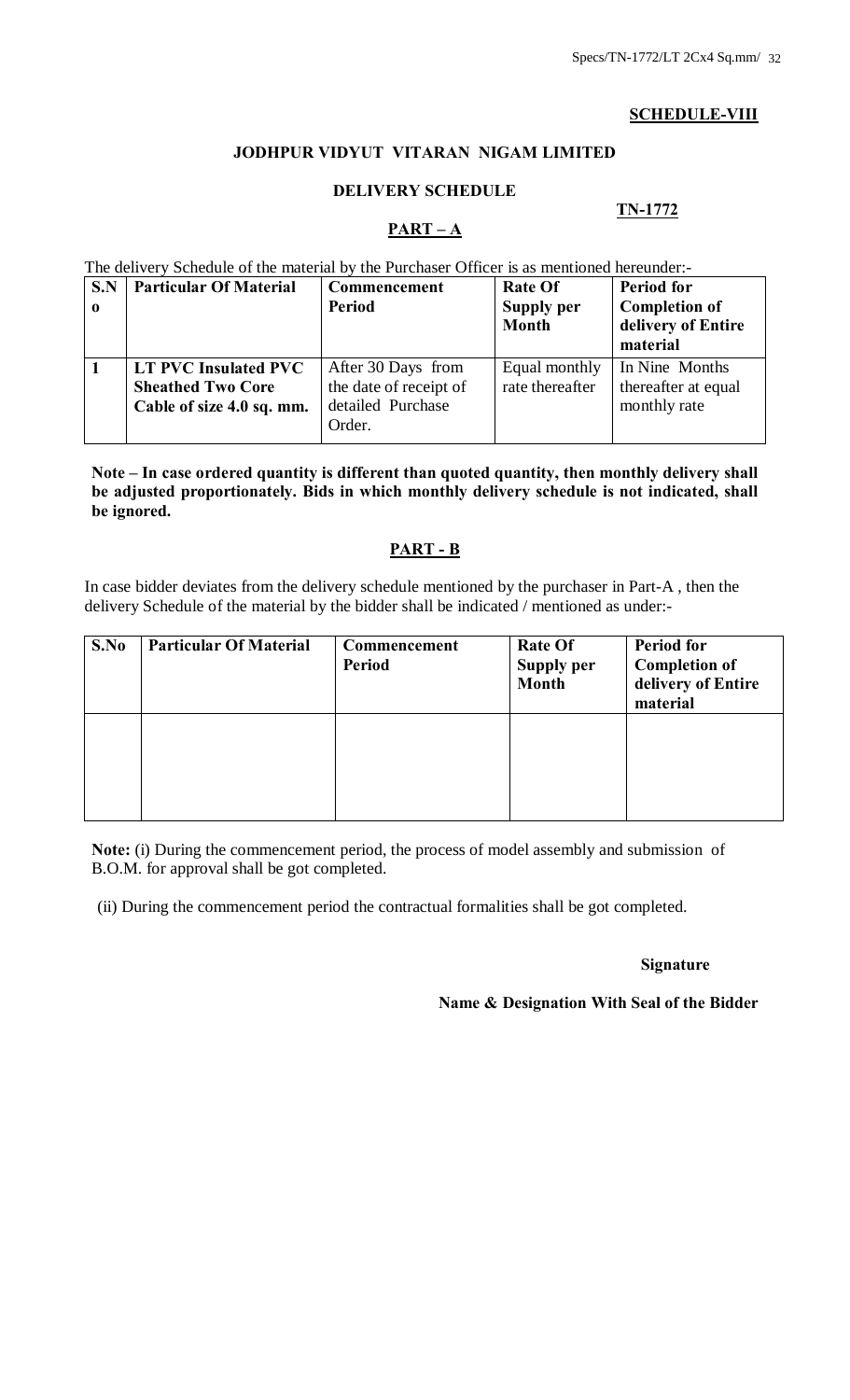**SCHEDULE-VIII**

**JODHPUR VIDYUT VITARAN NIGAM LIMITED**

**DELIVERY SCHEDULE**

**TN-1772**

**PART – A**

The delivery Schedule of the material by the Purchaser Officer is as mentioned hereunder:-

| S.No | Particular Of Material | Commencement Period | Rate Of Supply per Month | Period for Completion of delivery of Entire material |
|---|---|---|---|---|
| 1 | **LT PVC Insulated PVC Sheathed Two Core Cable of size 4.0 sq. mm.** | After 30 Days from the date of receipt of detailed Purchase Order. | Equal monthly rate thereafter | In Nine Months thereafter at equal monthly rate |

**Note – In case ordered quantity is different than quoted quantity, then monthly delivery shall be adjusted proportionately. Bids in which monthly delivery schedule is not indicated, shall be ignored.**

**PART - B**

In case bidder deviates from the delivery schedule mentioned by the purchaser in Part-A , then the delivery Schedule of the material by the bidder shall be indicated / mentioned as under:-

| S.No | Particular Of Material | Commencement Period | Rate Of Supply per Month | Period for Completion of delivery of Entire material |
|---|---|---|---|---|
| | | | | |

**Note:** (i) During the commencement period, the process of model assembly and submission of B.O.M. for approval shall be got completed.

(ii) During the commencement period the contractual formalities shall be got completed.

**Signature**

**Name & Designation With Seal of the Bidder**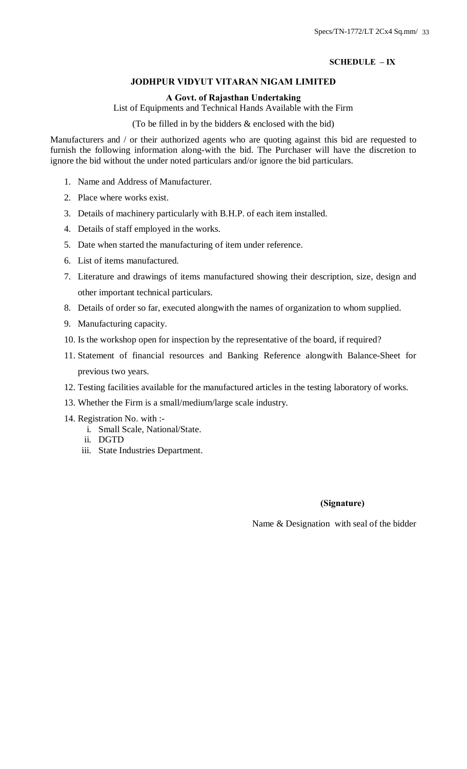**SCHEDULE – IX**

## JODHPUR VIDYUT VITARAN NIGAM LIMITED

**A Govt. of Rajasthan Undertaking**

List of Equipments and Technical Hands Available with the Firm

(To be filled in by the bidders & enclosed with the bid)

Manufacturers and / or their authorized agents who are quoting against this bid are requested to furnish the following information along-with the bid. The Purchaser will have the discretion to ignore the bid without the under noted particulars and/or ignore the bid particulars.

1. Name and Address of Manufacturer.
2. Place where works exist.
3. Details of machinery particularly with B.H.P. of each item installed.
4. Details of staff employed in the works.
5. Date when started the manufacturing of item under reference.
6. List of items manufactured.
7. Literature and drawings of items manufactured showing their description, size, design and other important technical particulars.
8. Details of order so far, executed alongwith the names of organization to whom supplied.
9. Manufacturing capacity.
10. Is the workshop open for inspection by the representative of the board, if required?
11. Statement of financial resources and Banking Reference alongwith Balance-Sheet for previous two years.
12. Testing facilities available for the manufactured articles in the testing laboratory of works.
13. Whether the Firm is a small/medium/large scale industry.
14. Registration No. with :-
    i. Small Scale, National/State.
    ii. DGTD
    iii. State Industries Department.

**(Signature)**

Name & Designation with seal of the bidder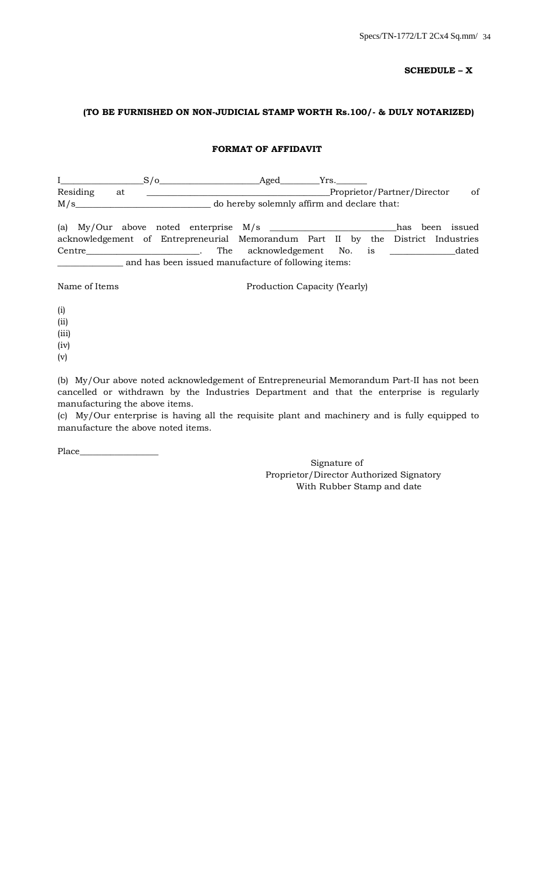**SCHEDULE – X**

**(TO BE FURNISHED ON NON-JUDICIAL STAMP WORTH Rs.100/- & DULY NOTARIZED)**

**FORMAT OF AFFIDAVIT**

I__________________S/o______________________Aged_________Yrs._______ Residing at _________________________________________Proprietor/Partner/Director of M/s______________________________ do hereby solemnly affirm and declare that:

(a) My/Our above noted enterprise M/s ____________________________has been issued acknowledgement of Entrepreneurial Memorandum Part II by the District Industries Centre_________________________. The acknowledgement No. is ______________dated ______________ and has been issued manufacture of following items:

Name of Items                                    Production Capacity (Yearly)

(i)
(ii)
(iii)
(iv)
(v)

(b) My/Our above noted acknowledgement of Entrepreneurial Memorandum Part-II has not been cancelled or withdrawn by the Industries Department and that the enterprise is regularly manufacturing the above items.
(c) My/Our enterprise is having all the requisite plant and machinery and is fully equipped to manufacture the above noted items.

Place__________________

Signature of
Proprietor/Director Authorized Signatory
With Rubber Stamp and date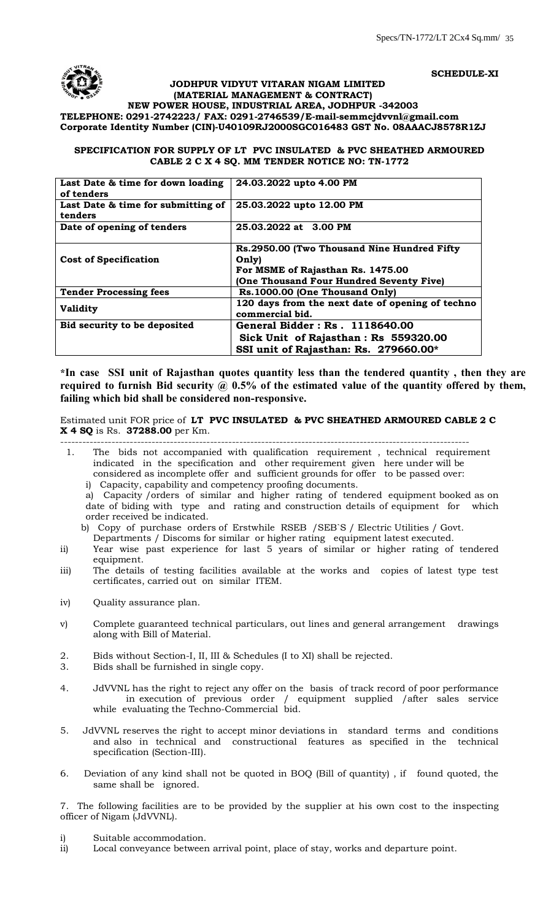**SCHEDULE-XI**

**JODHPUR VIDYUT VITARAN NIGAM LIMITED**
**(MATERIAL MANAGEMENT & CONTRACT)**
**NEW POWER HOUSE, INDUSTRIAL AREA, JODHPUR -342003**
**TELEPHONE: 0291-2742223/ FAX: 0291-2746539/E-mail-semmcjdvvnl@gmail.com**
**Corporate Identity Number (CIN)-U40109RJ2000SGC016483 GST No. 08AAACJ8578R1ZJ**

**SPECIFICATION FOR SUPPLY OF LT PVC INSULATED & PVC SHEATHED ARMOURED CABLE 2 C X 4 SQ. MM TENDER NOTICE NO: TN-1772**

| | |
|---|---|
| **Last Date & time for down loading of tenders** | **24.03.2022 upto 4.00 PM** |
| **Last Date & time for submitting of tenders** | **25.03.2022 upto 12.00 PM** |
| **Date of opening of tenders** | **25.03.2022 at 3.00 PM** |
| **Cost of Specification** | **Rs.2950.00 (Two Thousand Nine Hundred Fifty Only)**<br>**For MSME of Rajasthan Rs. 1475.00**<br>**(One Thousand Four Hundred Seventy Five)** |
| **Tender Processing fees** | **Rs.1000.00 (One Thousand Only)** |
| **Validity** | **120 days from the next date of opening of techno commercial bid.** |
| **Bid security to be deposited** | **General Bidder : Rs . 1118640.00**<br>**Sick Unit of Rajasthan : Rs 559320.00**<br>**SSI unit of Rajasthan: Rs. 279660.00*** |

**\*In case SSI unit of Rajasthan quotes quantity less than the tendered quantity , then they are required to furnish Bid security @ 0.5% of the estimated value of the quantity offered by them, failing which bid shall be considered non-responsive.**

Estimated unit FOR price of **LT PVC INSULATED & PVC SHEATHED ARMOURED CABLE 2 C X 4 SQ** is Rs. **37288.00** per Km.

---

1. The bids not accompanied with qualification requirement , technical requirement indicated in the specification and other requirement given here under will be considered as incomplete offer and sufficient grounds for offer to be passed over:
   i) Capacity, capability and competency proofing documents.
   a) Capacity /orders of similar and higher rating of tendered equipment booked as on date of biding with type and rating and construction details of equipment for which order received be indicated.
   b) Copy of purchase orders of Erstwhile RSEB /SEB`S / Electric Utilities / Govt. Departments / Discoms for similar or higher rating equipment latest executed.

ii) Year wise past experience for last 5 years of similar or higher rating of tendered equipment.

iii) The details of testing facilities available at the works and copies of latest type test certificates, carried out on similar ITEM.

iv) Quality assurance plan.

v) Complete guaranteed technical particulars, out lines and general arrangement drawings along with Bill of Material.

2. Bids without Section-I, II, III & Schedules (I to XI) shall be rejected.
3. Bids shall be furnished in single copy.
4. JdVVNL has the right to reject any offer on the basis of track record of poor performance in execution of previous order / equipment supplied /after sales service while evaluating the Techno-Commercial bid.
5. JdVVNL reserves the right to accept minor deviations in standard terms and conditions and also in technical and constructional features as specified in the technical specification (Section-III).
6. Deviation of any kind shall not be quoted in BOQ (Bill of quantity) , if found quoted, the same shall be ignored.
7. The following facilities are to be provided by the supplier at his own cost to the inspecting officer of Nigam (JdVVNL).

i) Suitable accommodation.
ii) Local conveyance between arrival point, place of stay, works and departure point.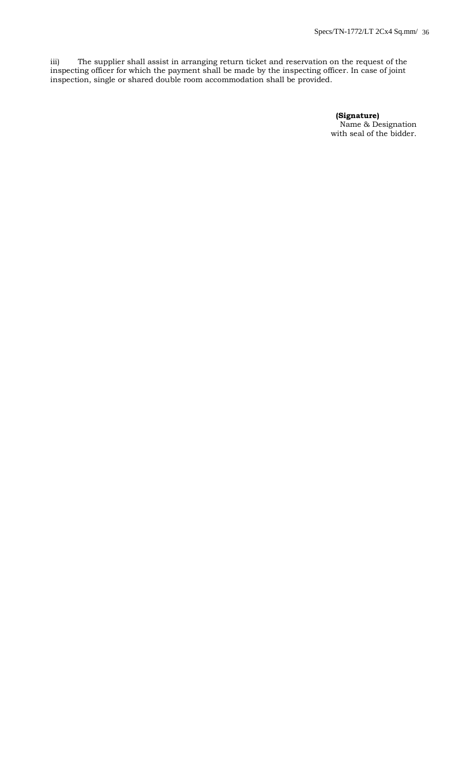iii) The supplier shall assist in arranging return ticket and reservation on the request of the inspecting officer for which the payment shall be made by the inspecting officer. In case of joint inspection, single or shared double room accommodation shall be provided.

**(Signature)**
Name & Designation
with seal of the bidder.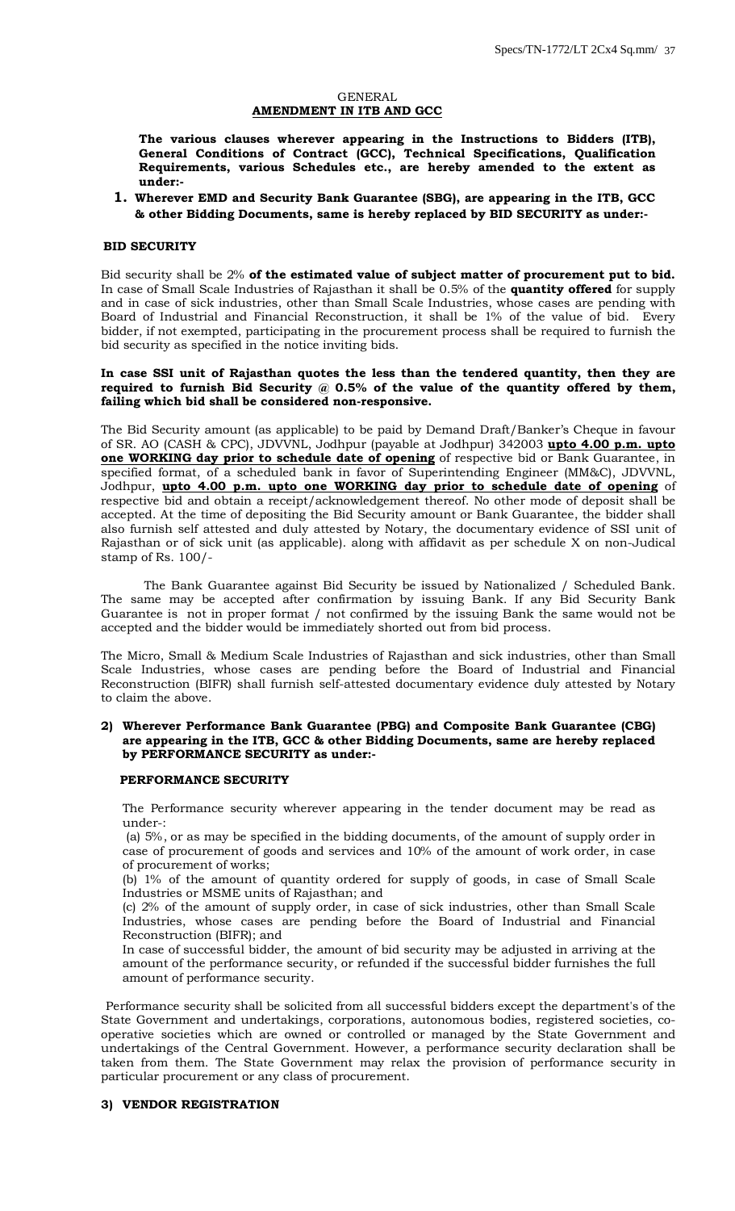GENERAL

**AMENDMENT IN ITB AND GCC**

**The various clauses wherever appearing in the Instructions to Bidders (ITB), General Conditions of Contract (GCC), Technical Specifications, Qualification Requirements, various Schedules etc., are hereby amended to the extent as under:-**

**1. Wherever EMD and Security Bank Guarantee (SBG), are appearing in the ITB, GCC & other Bidding Documents, same is hereby replaced by BID SECURITY as under:-**

**BID SECURITY**

Bid security shall be 2% **of the estimated value of subject matter of procurement put to bid.** In case of Small Scale Industries of Rajasthan it shall be 0.5% of the **quantity offered** for supply and in case of sick industries, other than Small Scale Industries, whose cases are pending with Board of Industrial and Financial Reconstruction, it shall be 1% of the value of bid. Every bidder, if not exempted, participating in the procurement process shall be required to furnish the bid security as specified in the notice inviting bids.

**In case SSI unit of Rajasthan quotes the less than the tendered quantity, then they are required to furnish Bid Security @ 0.5% of the value of the quantity offered by them, failing which bid shall be considered non-responsive.**

The Bid Security amount (as applicable) to be paid by Demand Draft/Banker's Cheque in favour of SR. AO (CASH & CPC), JDVVNL, Jodhpur (payable at Jodhpur) 342003 **upto 4.00 p.m. upto one WORKING day prior to schedule date of opening** of respective bid or Bank Guarantee, in specified format, of a scheduled bank in favor of Superintending Engineer (MM&C), JDVVNL, Jodhpur, **upto 4.00 p.m. upto one WORKING day prior to schedule date of opening** of respective bid and obtain a receipt/acknowledgement thereof. No other mode of deposit shall be accepted. At the time of depositing the Bid Security amount or Bank Guarantee, the bidder shall also furnish self attested and duly attested by Notary, the documentary evidence of SSI unit of Rajasthan or of sick unit (as applicable). along with affidavit as per schedule X on non-Judical stamp of Rs. 100/-

The Bank Guarantee against Bid Security be issued by Nationalized / Scheduled Bank. The same may be accepted after confirmation by issuing Bank. If any Bid Security Bank Guarantee is not in proper format / not confirmed by the issuing Bank the same would not be accepted and the bidder would be immediately shorted out from bid process.

The Micro, Small & Medium Scale Industries of Rajasthan and sick industries, other than Small Scale Industries, whose cases are pending before the Board of Industrial and Financial Reconstruction (BIFR) shall furnish self-attested documentary evidence duly attested by Notary to claim the above.

**2) Wherever Performance Bank Guarantee (PBG) and Composite Bank Guarantee (CBG) are appearing in the ITB, GCC & other Bidding Documents, same are hereby replaced by PERFORMANCE SECURITY as under:-**

**PERFORMANCE SECURITY**

The Performance security wherever appearing in the tender document may be read as under-:

(a) 5%, or as may be specified in the bidding documents, of the amount of supply order in case of procurement of goods and services and 10% of the amount of work order, in case of procurement of works;

(b) 1% of the amount of quantity ordered for supply of goods, in case of Small Scale Industries or MSME units of Rajasthan; and

(c) 2% of the amount of supply order, in case of sick industries, other than Small Scale Industries, whose cases are pending before the Board of Industrial and Financial Reconstruction (BIFR); and

In case of successful bidder, the amount of bid security may be adjusted in arriving at the amount of the performance security, or refunded if the successful bidder furnishes the full amount of performance security.

Performance security shall be solicited from all successful bidders except the department's of the State Government and undertakings, corporations, autonomous bodies, registered societies, co-operative societies which are owned or controlled or managed by the State Government and undertakings of the Central Government. However, a performance security declaration shall be taken from them. The State Government may relax the provision of performance security in particular procurement or any class of procurement.

**3) VENDOR REGISTRATION**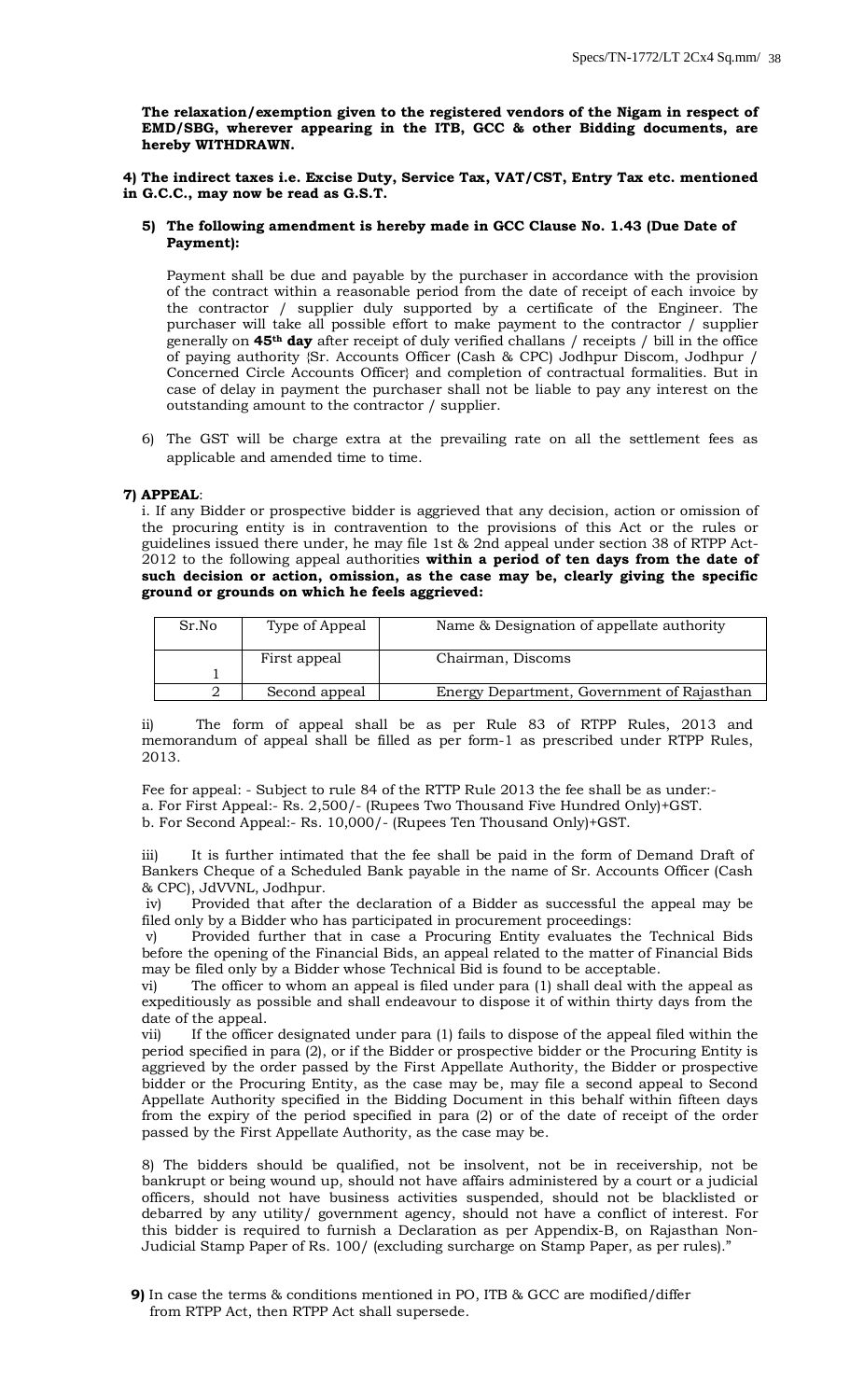**The relaxation/exemption given to the registered vendors of the Nigam in respect of EMD/SBG, wherever appearing in the ITB, GCC & other Bidding documents, are hereby WITHDRAWN.**

**4) The indirect taxes i.e. Excise Duty, Service Tax, VAT/CST, Entry Tax etc. mentioned in G.C.C., may now be read as G.S.T.**

**5) The following amendment is hereby made in GCC Clause No. 1.43 (Due Date of Payment):**

Payment shall be due and payable by the purchaser in accordance with the provision of the contract within a reasonable period from the date of receipt of each invoice by the contractor / supplier duly supported by a certificate of the Engineer. The purchaser will take all possible effort to make payment to the contractor / supplier generally on **45th day** after receipt of duly verified challans / receipts / bill in the office of paying authority {Sr. Accounts Officer (Cash & CPC) Jodhpur Discom, Jodhpur / Concerned Circle Accounts Officer} and completion of contractual formalities. But in case of delay in payment the purchaser shall not be liable to pay any interest on the outstanding amount to the contractor / supplier.

6) The GST will be charge extra at the prevailing rate on all the settlement fees as applicable and amended time to time.

**7) APPEAL**:

i. If any Bidder or prospective bidder is aggrieved that any decision, action or omission of the procuring entity is in contravention to the provisions of this Act or the rules or guidelines issued there under, he may file 1st & 2nd appeal under section 38 of RTPP Act-2012 to the following appeal authorities **within a period of ten days from the date of such decision or action, omission, as the case may be, clearly giving the specific ground or grounds on which he feels aggrieved:**

| Sr.No | Type of Appeal | Name & Designation of appellate authority |
|---|---|---|
| 1 | First appeal | Chairman, Discoms |
| 2 | Second appeal | Energy Department, Government of Rajasthan |

ii) The form of appeal shall be as per Rule 83 of RTPP Rules, 2013 and memorandum of appeal shall be filled as per form-1 as prescribed under RTPP Rules, 2013.

Fee for appeal: - Subject to rule 84 of the RTTP Rule 2013 the fee shall be as under:-
a. For First Appeal:- Rs. 2,500/- (Rupees Two Thousand Five Hundred Only)+GST.
b. For Second Appeal:- Rs. 10,000/- (Rupees Ten Thousand Only)+GST.

iii) It is further intimated that the fee shall be paid in the form of Demand Draft of Bankers Cheque of a Scheduled Bank payable in the name of Sr. Accounts Officer (Cash & CPC), JdVVNL, Jodhpur.

iv) Provided that after the declaration of a Bidder as successful the appeal may be filed only by a Bidder who has participated in procurement proceedings:

v) Provided further that in case a Procuring Entity evaluates the Technical Bids before the opening of the Financial Bids, an appeal related to the matter of Financial Bids may be filed only by a Bidder whose Technical Bid is found to be acceptable.

vi) The officer to whom an appeal is filed under para (1) shall deal with the appeal as expeditiously as possible and shall endeavour to dispose it of within thirty days from the date of the appeal.

vii) If the officer designated under para (1) fails to dispose of the appeal filed within the period specified in para (2), or if the Bidder or prospective bidder or the Procuring Entity is aggrieved by the order passed by the First Appellate Authority, the Bidder or prospective bidder or the Procuring Entity, as the case may be, may file a second appeal to Second Appellate Authority specified in the Bidding Document in this behalf within fifteen days from the expiry of the period specified in para (2) or of the date of receipt of the order passed by the First Appellate Authority, as the case may be.

8) The bidders should be qualified, not be insolvent, not be in receivership, not be bankrupt or being wound up, should not have affairs administered by a court or a judicial officers, should not have business activities suspended, should not be blacklisted or debarred by any utility/ government agency, should not have a conflict of interest. For this bidder is required to furnish a Declaration as per Appendix-B, on Rajasthan Non-Judicial Stamp Paper of Rs. 100/ (excluding surcharge on Stamp Paper, as per rules)."

**9)** In case the terms & conditions mentioned in PO, ITB & GCC are modified/differ from RTPP Act, then RTPP Act shall supersede.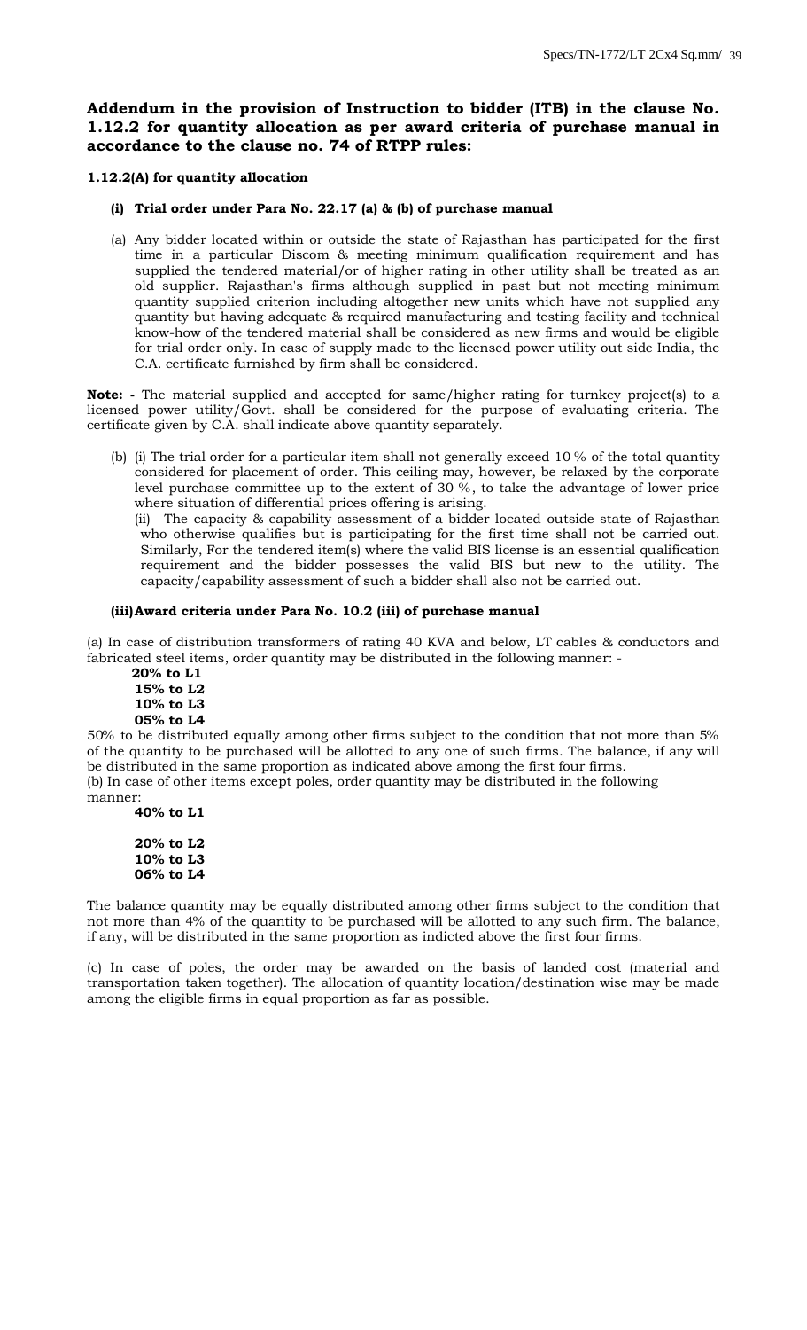## Addendum in the provision of Instruction to bidder (ITB) in the clause No. 1.12.2 for quantity allocation as per award criteria of purchase manual in accordance to the clause no. 74 of RTPP rules:

**1.12.2(A) for quantity allocation**

**(i) Trial order under Para No. 22.17 (a) & (b) of purchase manual**

(a) Any bidder located within or outside the state of Rajasthan has participated for the first time in a particular Discom & meeting minimum qualification requirement and has supplied the tendered material/or of higher rating in other utility shall be treated as an old supplier. Rajasthan's firms although supplied in past but not meeting minimum quantity supplied criterion including altogether new units which have not supplied any quantity but having adequate & required manufacturing and testing facility and technical know-how of the tendered material shall be considered as new firms and would be eligible for trial order only. In case of supply made to the licensed power utility out side India, the C.A. certificate furnished by firm shall be considered.

**Note: -** The material supplied and accepted for same/higher rating for turnkey project(s) to a licensed power utility/Govt. shall be considered for the purpose of evaluating criteria. The certificate given by C.A. shall indicate above quantity separately.

(b) (i) The trial order for a particular item shall not generally exceed 10 % of the total quantity considered for placement of order. This ceiling may, however, be relaxed by the corporate level purchase committee up to the extent of 30 %, to take the advantage of lower price where situation of differential prices offering is arising.

(ii) The capacity & capability assessment of a bidder located outside state of Rajasthan who otherwise qualifies but is participating for the first time shall not be carried out. Similarly, For the tendered item(s) where the valid BIS license is an essential qualification requirement and the bidder possesses the valid BIS but new to the utility. The capacity/capability assessment of such a bidder shall also not be carried out.

**(iii)Award criteria under Para No. 10.2 (iii) of purchase manual**

(a) In case of distribution transformers of rating 40 KVA and below, LT cables & conductors and fabricated steel items, order quantity may be distributed in the following manner: -

**20% to L1**
**15% to L2**
**10% to L3**
**05% to L4**

50% to be distributed equally among other firms subject to the condition that not more than 5% of the quantity to be purchased will be allotted to any one of such firms. The balance, if any will be distributed in the same proportion as indicated above among the first four firms.

(b) In case of other items except poles, order quantity may be distributed in the following manner:

**40% to L1**

**20% to L2**
**10% to L3**
**06% to L4**

The balance quantity may be equally distributed among other firms subject to the condition that not more than 4% of the quantity to be purchased will be allotted to any such firm. The balance, if any, will be distributed in the same proportion as indicted above the first four firms.

(c) In case of poles, the order may be awarded on the basis of landed cost (material and transportation taken together). The allocation of quantity location/destination wise may be made among the eligible firms in equal proportion as far as possible.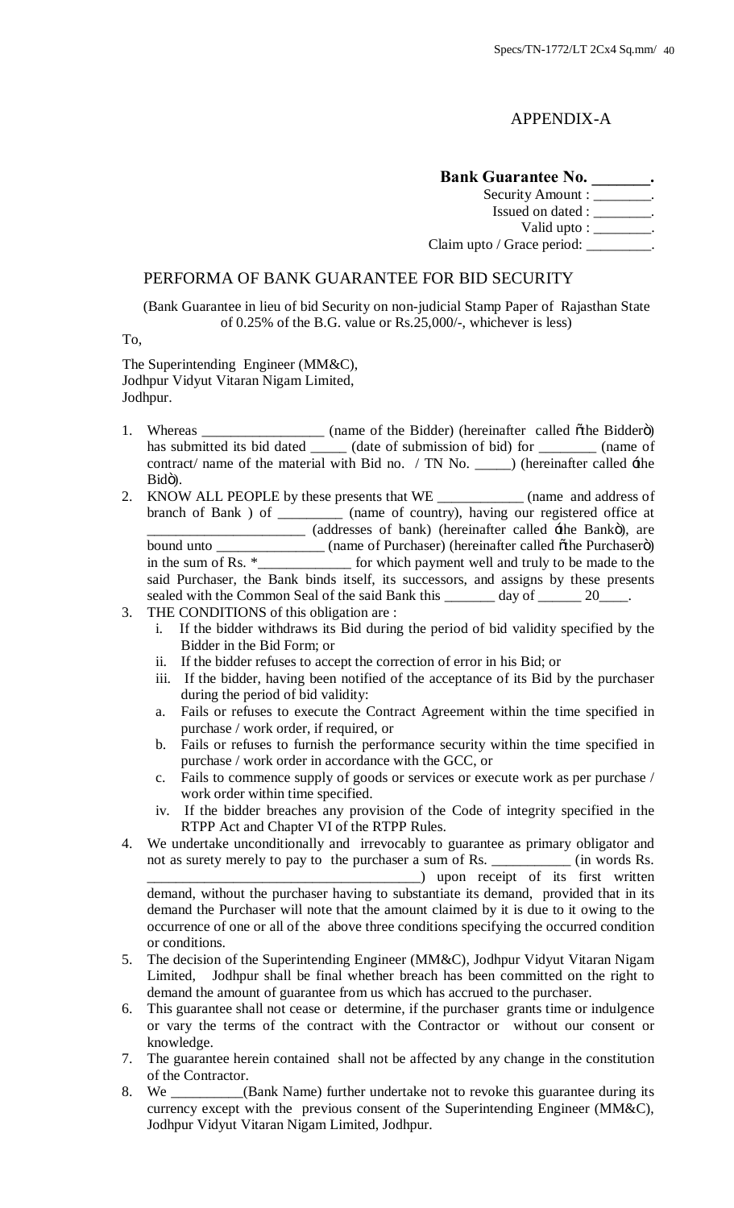## APPENDIX-A

**Bank Guarantee No. _______.**

Security Amount : ________.

Issued on dated : ________.

Valid upto : ________.

Claim upto / Grace period: _________.

## PERFORMA OF BANK GUARANTEE FOR BID SECURITY

(Bank Guarantee in lieu of bid Security on non-judicial Stamp Paper of Rajasthan State of 0.25% of the B.G. value or Rs.25,000/-, whichever is less)

To,

The Superintending Engineer (MM&C),
Jodhpur Vidyut Vitaran Nigam Limited,
Jodhpur.

1. Whereas _________________ (name of the Bidder) (hereinafter called "the Bidder") has submitted its bid dated _____ (date of submission of bid) for ________ (name of contract/ name of the material with Bid no. / TN No. _____) (hereinafter called 'the Bid").
2. KNOW ALL PEOPLE by these presents that WE ____________ (name and address of branch of Bank ) of _________ (name of country), having our registered office at ______________________ (addresses of bank) (hereinafter called 'the Bank"), are bound unto _______________ (name of Purchaser) (hereinafter called "the Purchaser") in the sum of Rs. *_____________ for which payment well and truly to be made to the said Purchaser, the Bank binds itself, its successors, and assigns by these presents sealed with the Common Seal of the said Bank this _______ day of ______ 20____.
3. THE CONDITIONS of this obligation are :
   i. If the bidder withdraws its Bid during the period of bid validity specified by the Bidder in the Bid Form; or
   ii. If the bidder refuses to accept the correction of error in his Bid; or
   iii. If the bidder, having been notified of the acceptance of its Bid by the purchaser during the period of bid validity:
   a. Fails or refuses to execute the Contract Agreement within the time specified in purchase / work order, if required, or
   b. Fails or refuses to furnish the performance security within the time specified in purchase / work order in accordance with the GCC, or
   c. Fails to commence supply of goods or services or execute work as per purchase / work order within time specified.
   iv. If the bidder breaches any provision of the Code of integrity specified in the RTPP Act and Chapter VI of the RTPP Rules.
4. We undertake unconditionally and irrevocably to guarantee as primary obligator and not as surety merely to pay to the purchaser a sum of Rs. ___________ (in words Rs. ______________________________________) upon receipt of its first written demand, without the purchaser having to substantiate its demand, provided that in its demand the Purchaser will note that the amount claimed by it is due to it owing to the occurrence of one or all of the above three conditions specifying the occurred condition or conditions.
5. The decision of the Superintending Engineer (MM&C), Jodhpur Vidyut Vitaran Nigam Limited, Jodhpur shall be final whether breach has been committed on the right to demand the amount of guarantee from us which has accrued to the purchaser.
6. This guarantee shall not cease or determine, if the purchaser grants time or indulgence or vary the terms of the contract with the Contractor or without our consent or knowledge.
7. The guarantee herein contained shall not be affected by any change in the constitution of the Contractor.
8. We __________(Bank Name) further undertake not to revoke this guarantee during its currency except with the previous consent of the Superintending Engineer (MM&C), Jodhpur Vidyut Vitaran Nigam Limited, Jodhpur.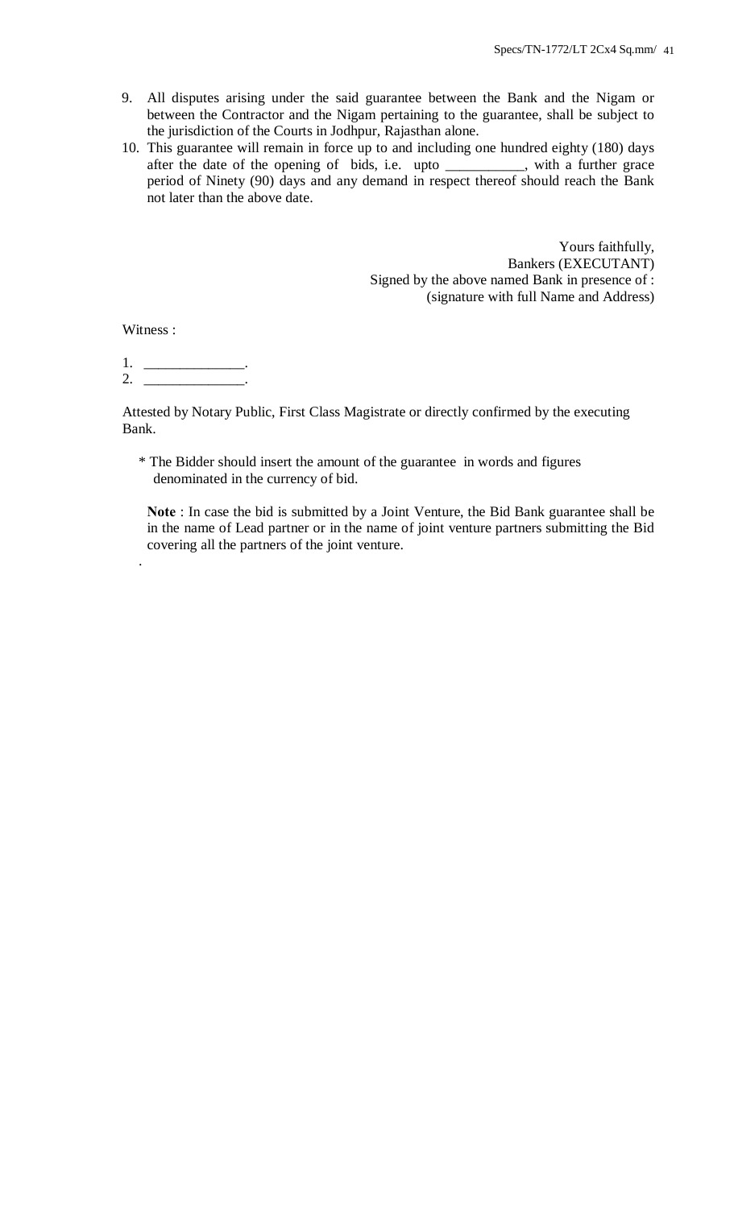9. All disputes arising under the said guarantee between the Bank and the Nigam or between the Contractor and the Nigam pertaining to the guarantee, shall be subject to the jurisdiction of the Courts in Jodhpur, Rajasthan alone.
10. This guarantee will remain in force up to and including one hundred eighty (180) days after the date of the opening of bids, i.e. upto ___________, with a further grace period of Ninety (90) days and any demand in respect thereof should reach the Bank not later than the above date.

Yours faithfully,
Bankers (EXECUTANT)
Signed by the above named Bank in presence of :
(signature with full Name and Address)

Witness :

1. ______________.
2. ______________.

Attested by Notary Public, First Class Magistrate or directly confirmed by the executing Bank.

* The Bidder should insert the amount of the guarantee in words and figures denominated in the currency of bid.

**Note** : In case the bid is submitted by a Joint Venture, the Bid Bank guarantee shall be in the name of Lead partner or in the name of joint venture partners submitting the Bid covering all the partners of the joint venture.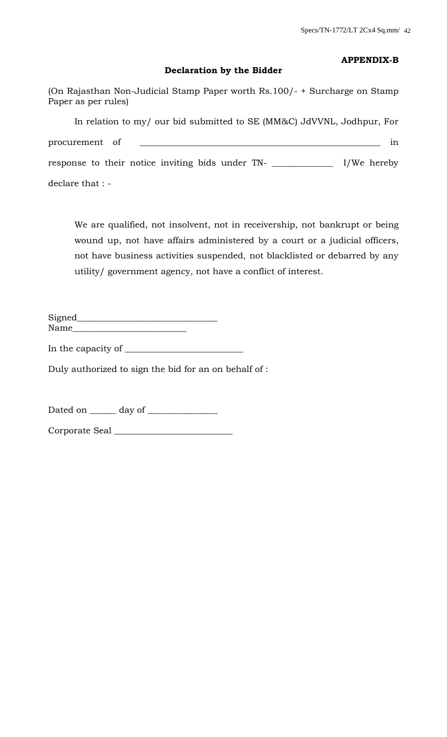**APPENDIX-B**

**Declaration by the Bidder**

(On Rajasthan Non-Judicial Stamp Paper worth Rs.100/- + Surcharge on Stamp Paper as per rules)

In relation to my/ our bid submitted to SE (MM&C) JdVVNL, Jodhpur, For procurement of ______________________________________________________ in response to their notice inviting bids under TN- _____________ I/We hereby declare that : -

We are qualified, not insolvent, not in receivership, not bankrupt or being wound up, not have affairs administered by a court or a judicial officers, not have business activities suspended, not blacklisted or debarred by any utility/ government agency, not have a conflict of interest.

Signed_______________________________
Name_________________________

In the capacity of __________________________

Duly authorized to sign the bid for an on behalf of :

Dated on ______ day of ________________

Corporate Seal __________________________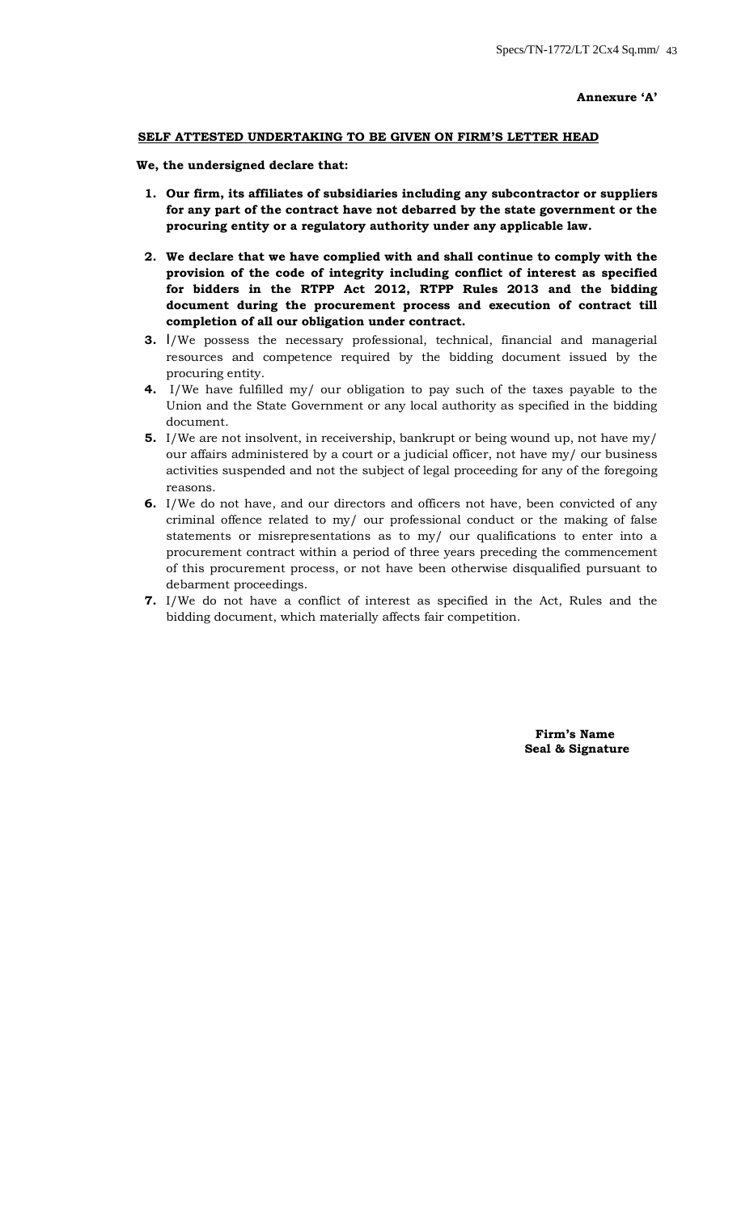**Annexure 'A'**

**SELF ATTESTED UNDERTAKING TO BE GIVEN ON FIRM'S LETTER HEAD**

**We, the undersigned declare that:**

1. **Our firm, its affiliates of subsidiaries including any subcontractor or suppliers for any part of the contract have not debarred by the state government or the procuring entity or a regulatory authority under any applicable law.**
2. **We declare that we have complied with and shall continue to comply with the provision of the code of integrity including conflict of interest as specified for bidders in the RTPP Act 2012, RTPP Rules 2013 and the bidding document during the procurement process and execution of contract till completion of all our obligation under contract.**
3. I/We possess the necessary professional, technical, financial and managerial resources and competence required by the bidding document issued by the procuring entity.
4. I/We have fulfilled my/ our obligation to pay such of the taxes payable to the Union and the State Government or any local authority as specified in the bidding document.
5. I/We are not insolvent, in receivership, bankrupt or being wound up, not have my/ our affairs administered by a court or a judicial officer, not have my/ our business activities suspended and not the subject of legal proceeding for any of the foregoing reasons.
6. I/We do not have, and our directors and officers not have, been convicted of any criminal offence related to my/ our professional conduct or the making of false statements or misrepresentations as to my/ our qualifications to enter into a procurement contract within a period of three years preceding the commencement of this procurement process, or not have been otherwise disqualified pursuant to debarment proceedings.
7. I/We do not have a conflict of interest as specified in the Act, Rules and the bidding document, which materially affects fair competition.

**Firm's Name**
**Seal & Signature**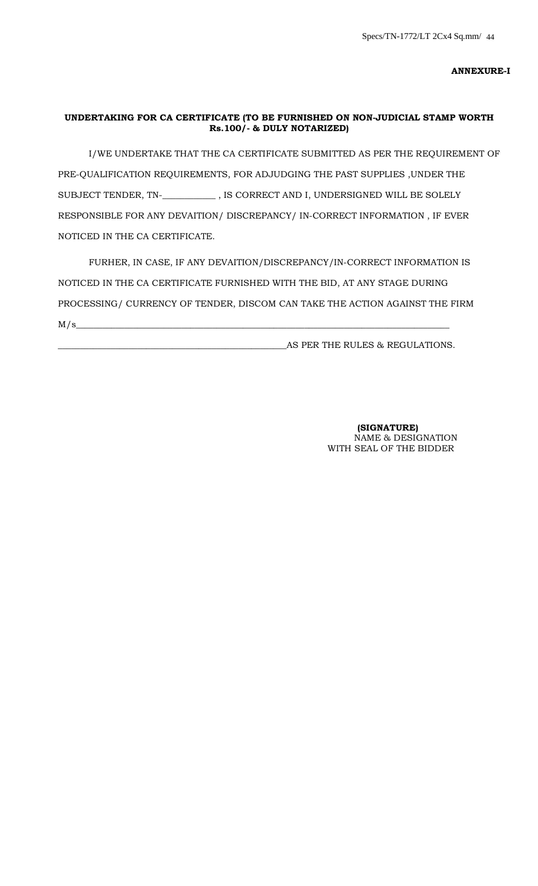**ANNEXURE-I**

**UNDERTAKING FOR CA CERTIFICATE (TO BE FURNISHED ON NON-JUDICIAL STAMP WORTH Rs.100/- & DULY NOTARIZED)**

I/WE UNDERTAKE THAT THE CA CERTIFICATE SUBMITTED AS PER THE REQUIREMENT OF PRE-QUALIFICATION REQUIREMENTS, FOR ADJUDGING THE PAST SUPPLIES ,UNDER THE SUBJECT TENDER, TN-___________ , IS CORRECT AND I, UNDERSIGNED WILL BE SOLELY RESPONSIBLE FOR ANY DEVAITION/ DISCREPANCY/ IN-CORRECT INFORMATION , IF EVER NOTICED IN THE CA CERTIFICATE.

FURHER, IN CASE, IF ANY DEVAITION/DISCREPANCY/IN-CORRECT INFORMATION IS NOTICED IN THE CA CERTIFICATE FURNISHED WITH THE BID, AT ANY STAGE DURING PROCESSING/ CURRENCY OF TENDER, DISCOM CAN TAKE THE ACTION AGAINST THE FIRM M/s_______________________________________________________________________________

_________________________________________________AS PER THE RULES & REGULATIONS.

**(SIGNATURE)**
NAME & DESIGNATION
WITH SEAL OF THE BIDDER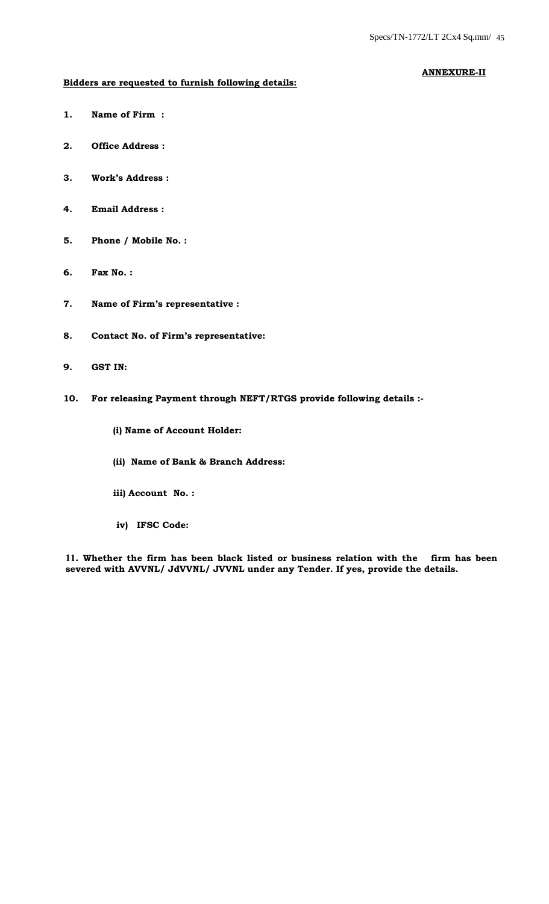**ANNEXURE-II**

**Bidders are requested to furnish following details:**

1. **Name of Firm :**

2. **Office Address :**

3. **Work's Address :**

4. **Email Address :**

5. **Phone / Mobile No. :**

6. **Fax No. :**

7. **Name of Firm's representative :**

8. **Contact No. of Firm's representative:**

9. **GST IN:**

10. **For releasing Payment through NEFT/RTGS provide following details :-**

    **(i) Name of Account Holder:**

    **(ii) Name of Bank & Branch Address:**

    **iii) Account No. :**

    **iv) IFSC Code:**

11. **Whether the firm has been black listed or business relation with the firm has been severed with AVVNL/ JdVVNL/ JVVNL under any Tender. If yes, provide the details.**